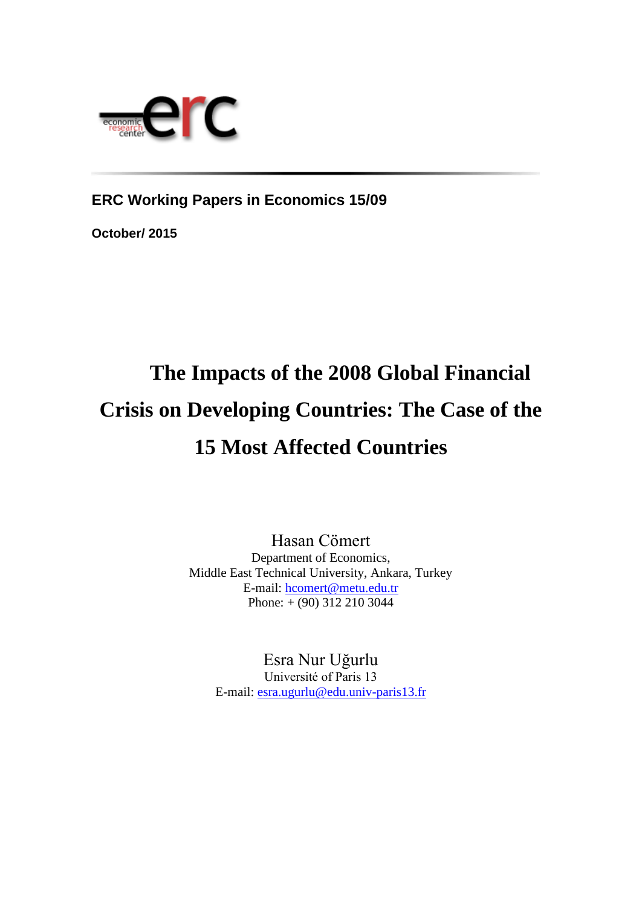economic research center erc

**ERC Working Papers in Economics 15/09**

**October/ 2015**

# The Impacts of the 2008 Global Financial Crisis on Developing Countries: The Case of the 15 Most Affected Countries

Hasan Cömert
Department of Economics,
Middle East Technical University, Ankara, Turkey
E-mail: hcomert@metu.edu.tr
Phone: + (90) 312 210 3044

Esra Nur Uğurlu
Université of Paris 13
E-mail: esra.ugurlu@edu.univ-paris13.fr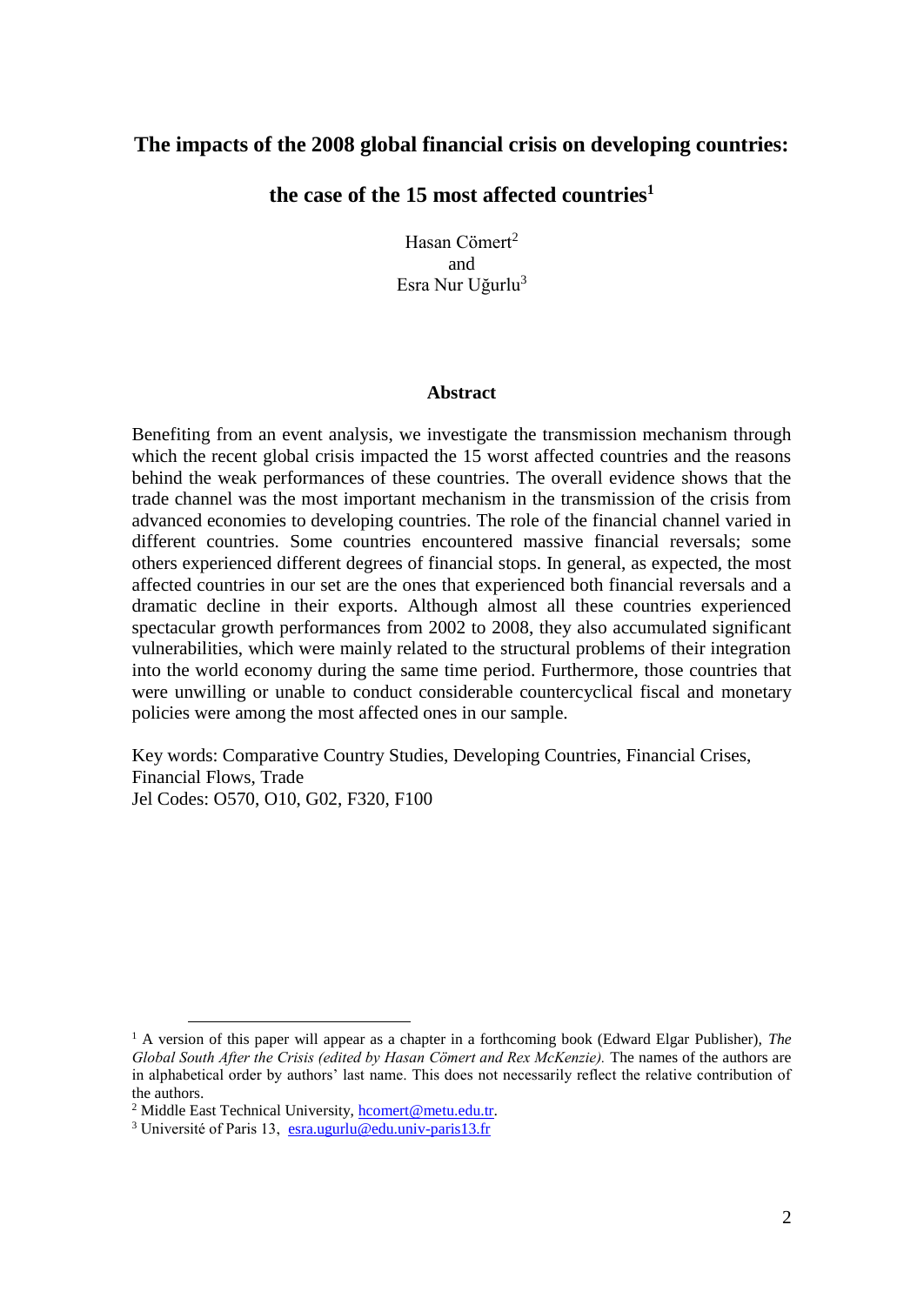# The impacts of the 2008 global financial crisis on developing countries: the case of the 15 most affected countries[1]

Hasan Cömert[2]
and
Esra Nur Uğurlu[3]

## Abstract

Benefiting from an event analysis, we investigate the transmission mechanism through which the recent global crisis impacted the 15 worst affected countries and the reasons behind the weak performances of these countries. The overall evidence shows that the trade channel was the most important mechanism in the transmission of the crisis from advanced economies to developing countries. The role of the financial channel varied in different countries. Some countries encountered massive financial reversals; some others experienced different degrees of financial stops. In general, as expected, the most affected countries in our set are the ones that experienced both financial reversals and a dramatic decline in their exports. Although almost all these countries experienced spectacular growth performances from 2002 to 2008, they also accumulated significant vulnerabilities, which were mainly related to the structural problems of their integration into the world economy during the same time period. Furthermore, those countries that were unwilling or unable to conduct considerable countercyclical fiscal and monetary policies were among the most affected ones in our sample.

Key words: Comparative Country Studies, Developing Countries, Financial Crises, Financial Flows, Trade
Jel Codes: O570, O10, G02, F320, F100

---

[1] A version of this paper will appear as a chapter in a forthcoming book (Edward Elgar Publisher), *The Global South After the Crisis (edited by Hasan Cömert and Rex McKenzie).* The names of the authors are in alphabetical order by authors' last name. This does not necessarily reflect the relative contribution of the authors.

[2] Middle East Technical University, hcomert@metu.edu.tr.

[3] Université of Paris 13, esra.ugurlu@edu.univ-paris13.fr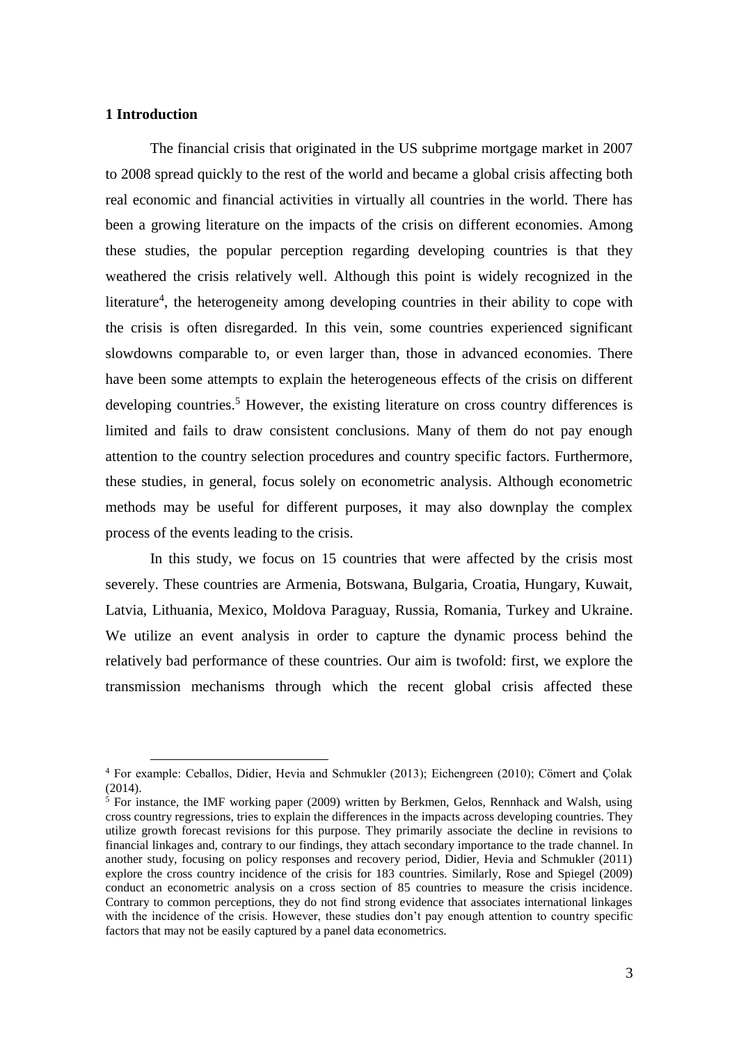## 1 Introduction

The financial crisis that originated in the US subprime mortgage market in 2007 to 2008 spread quickly to the rest of the world and became a global crisis affecting both real economic and financial activities in virtually all countries in the world. There has been a growing literature on the impacts of the crisis on different economies. Among these studies, the popular perception regarding developing countries is that they weathered the crisis relatively well. Although this point is widely recognized in the literature[4], the heterogeneity among developing countries in their ability to cope with the crisis is often disregarded. In this vein, some countries experienced significant slowdowns comparable to, or even larger than, those in advanced economies. There have been some attempts to explain the heterogeneous effects of the crisis on different developing countries.[5] However, the existing literature on cross country differences is limited and fails to draw consistent conclusions. Many of them do not pay enough attention to the country selection procedures and country specific factors. Furthermore, these studies, in general, focus solely on econometric analysis. Although econometric methods may be useful for different purposes, it may also downplay the complex process of the events leading to the crisis.

In this study, we focus on 15 countries that were affected by the crisis most severely. These countries are Armenia, Botswana, Bulgaria, Croatia, Hungary, Kuwait, Latvia, Lithuania, Mexico, Moldova Paraguay, Russia, Romania, Turkey and Ukraine. We utilize an event analysis in order to capture the dynamic process behind the relatively bad performance of these countries. Our aim is twofold: first, we explore the transmission mechanisms through which the recent global crisis affected these

---

[4] For example: Ceballos, Didier, Hevia and Schmukler (2013); Eichengreen (2010); Cömert and Çolak (2014).

[5] For instance, the IMF working paper (2009) written by Berkmen, Gelos, Rennhack and Walsh, using cross country regressions, tries to explain the differences in the impacts across developing countries. They utilize growth forecast revisions for this purpose. They primarily associate the decline in revisions to financial linkages and, contrary to our findings, they attach secondary importance to the trade channel. In another study, focusing on policy responses and recovery period, Didier, Hevia and Schmukler (2011) explore the cross country incidence of the crisis for 183 countries. Similarly, Rose and Spiegel (2009) conduct an econometric analysis on a cross section of 85 countries to measure the crisis incidence. Contrary to common perceptions, they do not find strong evidence that associates international linkages with the incidence of the crisis. However, these studies don't pay enough attention to country specific factors that may not be easily captured by a panel data econometrics.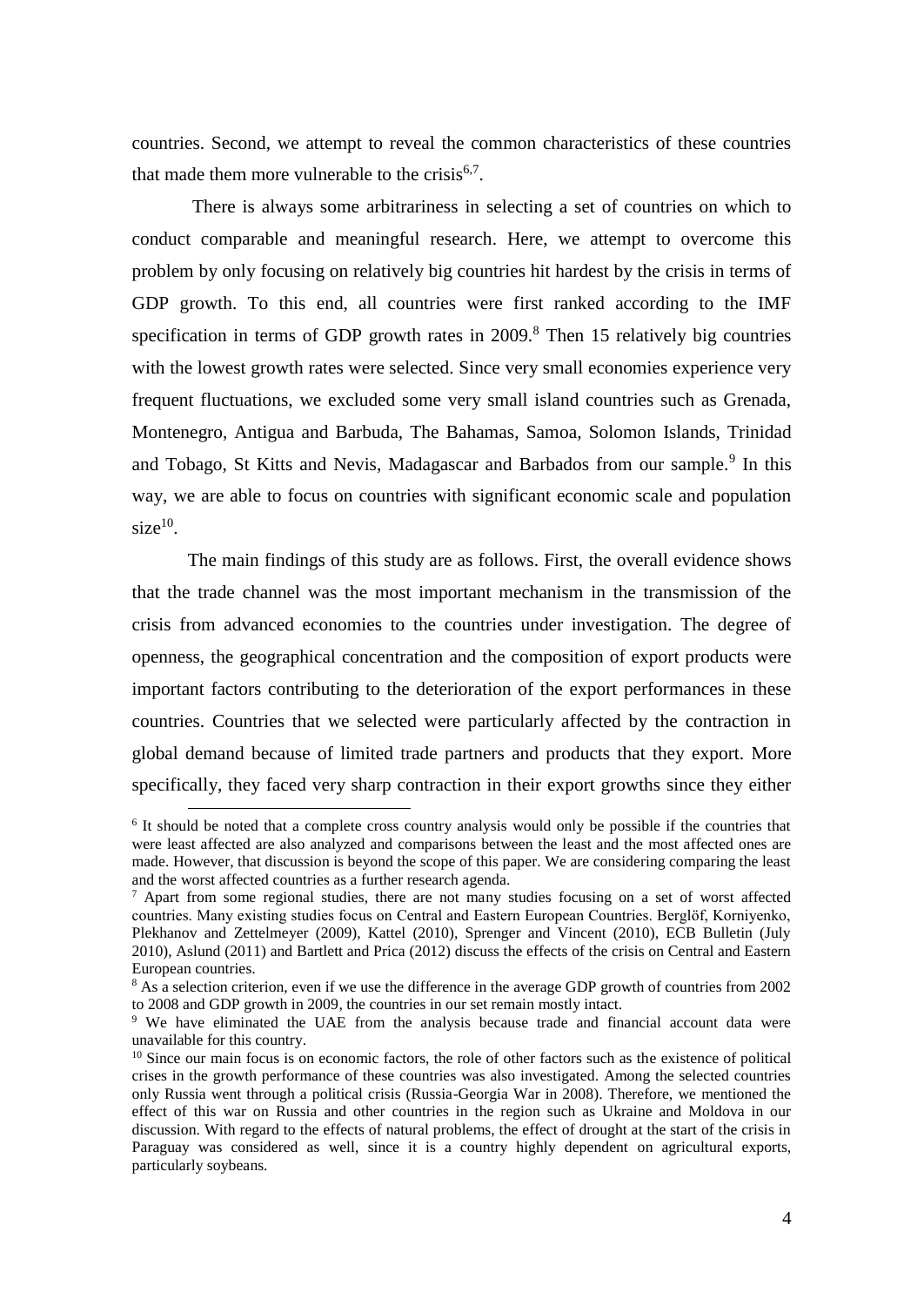countries. Second, we attempt to reveal the common characteristics of these countries that made them more vulnerable to the crisis[6,7].

There is always some arbitrariness in selecting a set of countries on which to conduct comparable and meaningful research. Here, we attempt to overcome this problem by only focusing on relatively big countries hit hardest by the crisis in terms of GDP growth. To this end, all countries were first ranked according to the IMF specification in terms of GDP growth rates in 2009.[8] Then 15 relatively big countries with the lowest growth rates were selected. Since very small economies experience very frequent fluctuations, we excluded some very small island countries such as Grenada, Montenegro, Antigua and Barbuda, The Bahamas, Samoa, Solomon Islands, Trinidad and Tobago, St Kitts and Nevis, Madagascar and Barbados from our sample.[9] In this way, we are able to focus on countries with significant economic scale and population size[10].

The main findings of this study are as follows. First, the overall evidence shows that the trade channel was the most important mechanism in the transmission of the crisis from advanced economies to the countries under investigation. The degree of openness, the geographical concentration and the composition of export products were important factors contributing to the deterioration of the export performances in these countries. Countries that we selected were particularly affected by the contraction in global demand because of limited trade partners and products that they export. More specifically, they faced very sharp contraction in their export growths since they either

---

[6] It should be noted that a complete cross country analysis would only be possible if the countries that were least affected are also analyzed and comparisons between the least and the most affected ones are made. However, that discussion is beyond the scope of this paper. We are considering comparing the least and the worst affected countries as a further research agenda.

[7] Apart from some regional studies, there are not many studies focusing on a set of worst affected countries. Many existing studies focus on Central and Eastern European Countries. Berglöf, Korniyenko, Plekhanov and Zettelmeyer (2009), Kattel (2010), Sprenger and Vincent (2010), ECB Bulletin (July 2010), Aslund (2011) and Bartlett and Prica (2012) discuss the effects of the crisis on Central and Eastern European countries.

[8] As a selection criterion, even if we use the difference in the average GDP growth of countries from 2002 to 2008 and GDP growth in 2009, the countries in our set remain mostly intact.

[9] We have eliminated the UAE from the analysis because trade and financial account data were unavailable for this country.

[10] Since our main focus is on economic factors, the role of other factors such as the existence of political crises in the growth performance of these countries was also investigated. Among the selected countries only Russia went through a political crisis (Russia-Georgia War in 2008). Therefore, we mentioned the effect of this war on Russia and other countries in the region such as Ukraine and Moldova in our discussion. With regard to the effects of natural problems, the effect of drought at the start of the crisis in Paraguay was considered as well, since it is a country highly dependent on agricultural exports, particularly soybeans.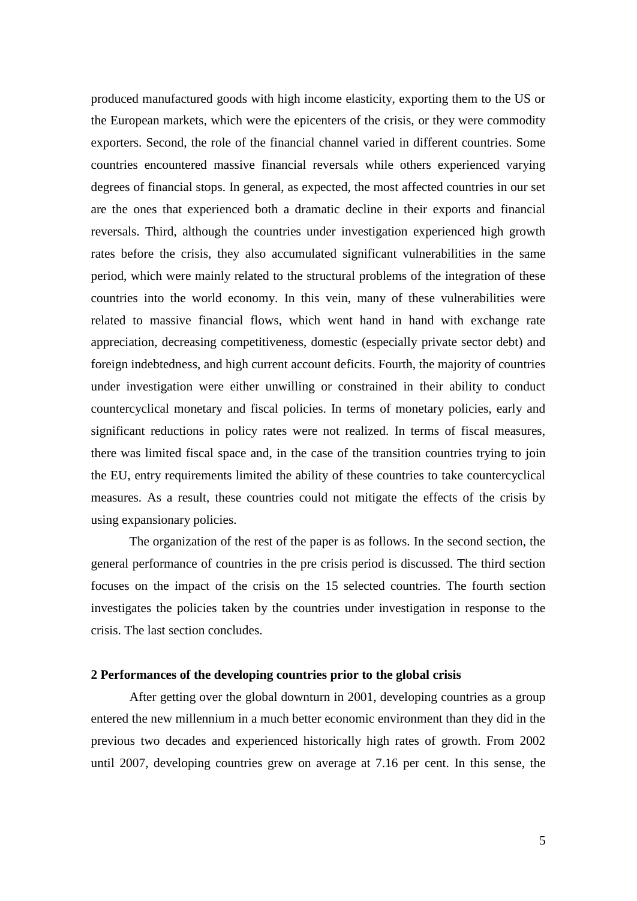produced manufactured goods with high income elasticity, exporting them to the US or the European markets, which were the epicenters of the crisis, or they were commodity exporters. Second, the role of the financial channel varied in different countries. Some countries encountered massive financial reversals while others experienced varying degrees of financial stops. In general, as expected, the most affected countries in our set are the ones that experienced both a dramatic decline in their exports and financial reversals. Third, although the countries under investigation experienced high growth rates before the crisis, they also accumulated significant vulnerabilities in the same period, which were mainly related to the structural problems of the integration of these countries into the world economy. In this vein, many of these vulnerabilities were related to massive financial flows, which went hand in hand with exchange rate appreciation, decreasing competitiveness, domestic (especially private sector debt) and foreign indebtedness, and high current account deficits. Fourth, the majority of countries under investigation were either unwilling or constrained in their ability to conduct countercyclical monetary and fiscal policies. In terms of monetary policies, early and significant reductions in policy rates were not realized. In terms of fiscal measures, there was limited fiscal space and, in the case of the transition countries trying to join the EU, entry requirements limited the ability of these countries to take countercyclical measures. As a result, these countries could not mitigate the effects of the crisis by using expansionary policies.

The organization of the rest of the paper is as follows. In the second section, the general performance of countries in the pre crisis period is discussed. The third section focuses on the impact of the crisis on the 15 selected countries. The fourth section investigates the policies taken by the countries under investigation in response to the crisis. The last section concludes.

## 2 Performances of the developing countries prior to the global crisis

After getting over the global downturn in 2001, developing countries as a group entered the new millennium in a much better economic environment than they did in the previous two decades and experienced historically high rates of growth. From 2002 until 2007, developing countries grew on average at 7.16 per cent. In this sense, the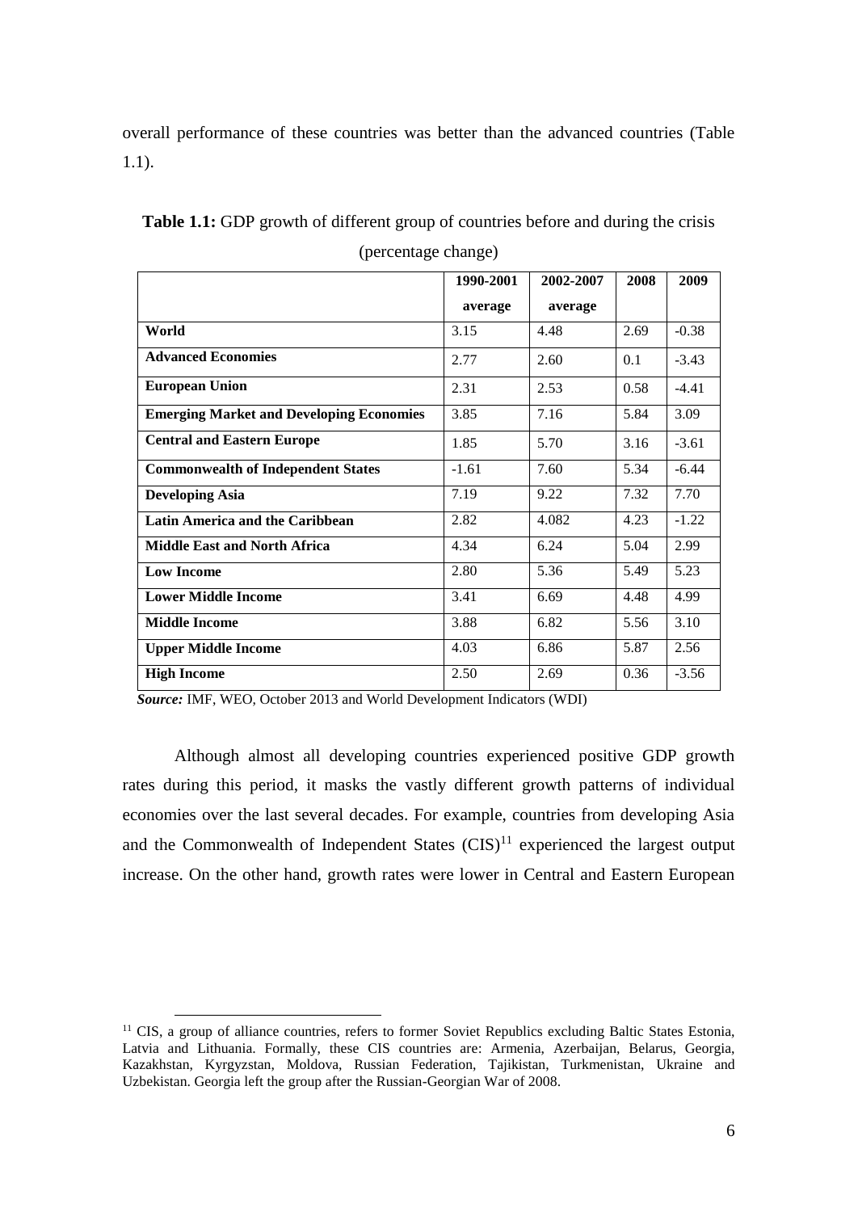overall performance of these countries was better than the advanced countries (Table 1.1).

**Table 1.1:** GDP growth of different group of countries before and during the crisis (percentage change)

| | 1990-2001 average | 2002-2007 average | 2008 | 2009 |
|---|---|---|---|---|
| **World** | 3.15 | 4.48 | 2.69 | -0.38 |
| **Advanced Economies** | 2.77 | 2.60 | 0.1 | -3.43 |
| **European Union** | 2.31 | 2.53 | 0.58 | -4.41 |
| **Emerging Market and Developing Economies** | 3.85 | 7.16 | 5.84 | 3.09 |
| **Central and Eastern Europe** | 1.85 | 5.70 | 3.16 | -3.61 |
| **Commonwealth of Independent States** | -1.61 | 7.60 | 5.34 | -6.44 |
| **Developing Asia** | 7.19 | 9.22 | 7.32 | 7.70 |
| **Latin America and the Caribbean** | 2.82 | 4.082 | 4.23 | -1.22 |
| **Middle East and North Africa** | 4.34 | 6.24 | 5.04 | 2.99 |
| **Low Income** | 2.80 | 5.36 | 5.49 | 5.23 |
| **Lower Middle Income** | 3.41 | 6.69 | 4.48 | 4.99 |
| **Middle Income** | 3.88 | 6.82 | 5.56 | 3.10 |
| **Upper Middle Income** | 4.03 | 6.86 | 5.87 | 2.56 |
| **High Income** | 2.50 | 2.69 | 0.36 | -3.56 |

***Source:*** IMF, WEO, October 2013 and World Development Indicators (WDI)

Although almost all developing countries experienced positive GDP growth rates during this period, it masks the vastly different growth patterns of individual economies over the last several decades. For example, countries from developing Asia and the Commonwealth of Independent States (CIS)[11] experienced the largest output increase. On the other hand, growth rates were lower in Central and Eastern European

[11] CIS, a group of alliance countries, refers to former Soviet Republics excluding Baltic States Estonia, Latvia and Lithuania. Formally, these CIS countries are: Armenia, Azerbaijan, Belarus, Georgia, Kazakhstan, Kyrgyzstan, Moldova, Russian Federation, Tajikistan, Turkmenistan, Ukraine and Uzbekistan. Georgia left the group after the Russian-Georgian War of 2008.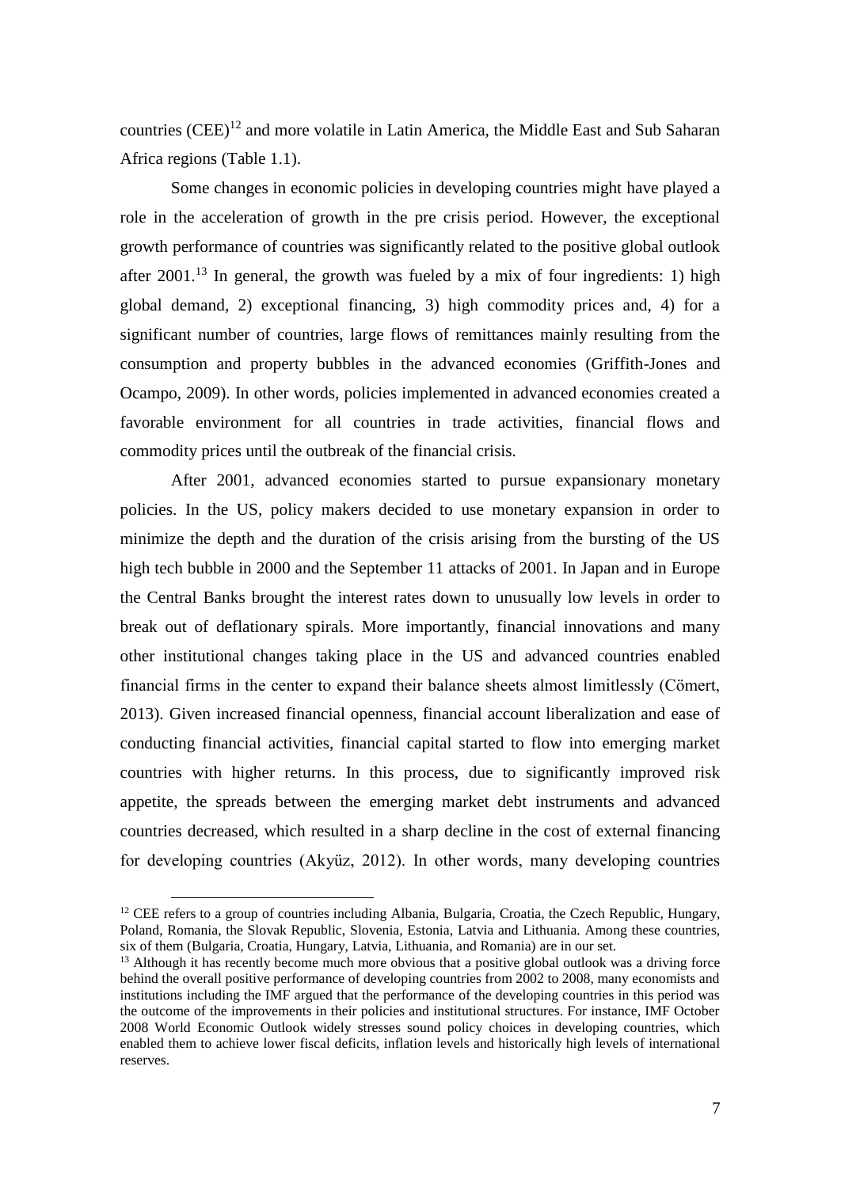countries (CEE)[12] and more volatile in Latin America, the Middle East and Sub Saharan Africa regions (Table 1.1).

Some changes in economic policies in developing countries might have played a role in the acceleration of growth in the pre crisis period. However, the exceptional growth performance of countries was significantly related to the positive global outlook after 2001.[13] In general, the growth was fueled by a mix of four ingredients: 1) high global demand, 2) exceptional financing, 3) high commodity prices and, 4) for a significant number of countries, large flows of remittances mainly resulting from the consumption and property bubbles in the advanced economies (Griffith-Jones and Ocampo, 2009). In other words, policies implemented in advanced economies created a favorable environment for all countries in trade activities, financial flows and commodity prices until the outbreak of the financial crisis.

After 2001, advanced economies started to pursue expansionary monetary policies. In the US, policy makers decided to use monetary expansion in order to minimize the depth and the duration of the crisis arising from the bursting of the US high tech bubble in 2000 and the September 11 attacks of 2001. In Japan and in Europe the Central Banks brought the interest rates down to unusually low levels in order to break out of deflationary spirals. More importantly, financial innovations and many other institutional changes taking place in the US and advanced countries enabled financial firms in the center to expand their balance sheets almost limitlessly (Cömert, 2013). Given increased financial openness, financial account liberalization and ease of conducting financial activities, financial capital started to flow into emerging market countries with higher returns. In this process, due to significantly improved risk appetite, the spreads between the emerging market debt instruments and advanced countries decreased, which resulted in a sharp decline in the cost of external financing for developing countries (Akyüz, 2012). In other words, many developing countries

[12] CEE refers to a group of countries including Albania, Bulgaria, Croatia, the Czech Republic, Hungary, Poland, Romania, the Slovak Republic, Slovenia, Estonia, Latvia and Lithuania. Among these countries, six of them (Bulgaria, Croatia, Hungary, Latvia, Lithuania, and Romania) are in our set.

[13] Although it has recently become much more obvious that a positive global outlook was a driving force behind the overall positive performance of developing countries from 2002 to 2008, many economists and institutions including the IMF argued that the performance of the developing countries in this period was the outcome of the improvements in their policies and institutional structures. For instance, IMF October 2008 World Economic Outlook widely stresses sound policy choices in developing countries, which enabled them to achieve lower fiscal deficits, inflation levels and historically high levels of international reserves.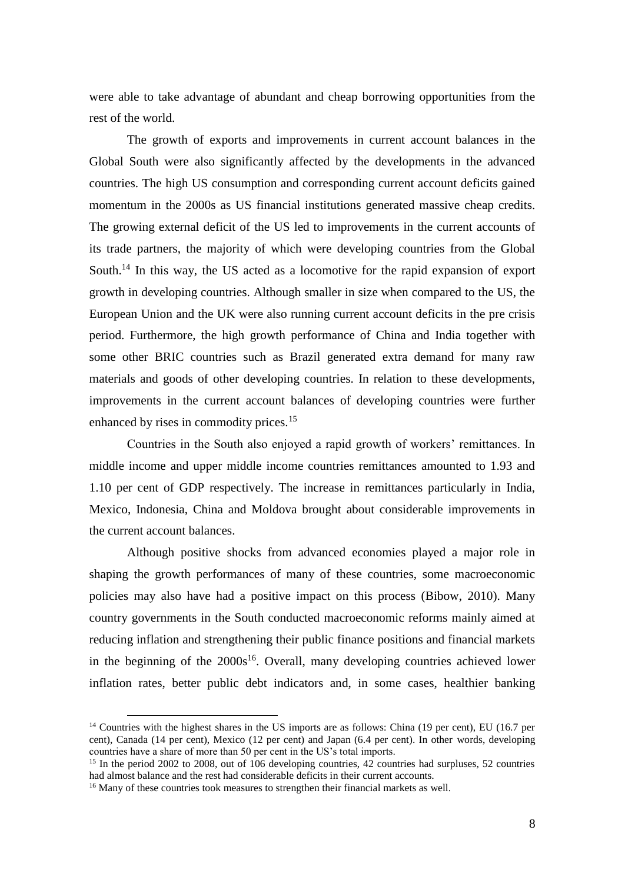were able to take advantage of abundant and cheap borrowing opportunities from the rest of the world.

The growth of exports and improvements in current account balances in the Global South were also significantly affected by the developments in the advanced countries. The high US consumption and corresponding current account deficits gained momentum in the 2000s as US financial institutions generated massive cheap credits. The growing external deficit of the US led to improvements in the current accounts of its trade partners, the majority of which were developing countries from the Global South.[14] In this way, the US acted as a locomotive for the rapid expansion of export growth in developing countries. Although smaller in size when compared to the US, the European Union and the UK were also running current account deficits in the pre crisis period. Furthermore, the high growth performance of China and India together with some other BRIC countries such as Brazil generated extra demand for many raw materials and goods of other developing countries. In relation to these developments, improvements in the current account balances of developing countries were further enhanced by rises in commodity prices.[15]

Countries in the South also enjoyed a rapid growth of workers' remittances. In middle income and upper middle income countries remittances amounted to 1.93 and 1.10 per cent of GDP respectively. The increase in remittances particularly in India, Mexico, Indonesia, China and Moldova brought about considerable improvements in the current account balances.

Although positive shocks from advanced economies played a major role in shaping the growth performances of many of these countries, some macroeconomic policies may also have had a positive impact on this process (Bibow, 2010). Many country governments in the South conducted macroeconomic reforms mainly aimed at reducing inflation and strengthening their public finance positions and financial markets in the beginning of the 2000s[16]. Overall, many developing countries achieved lower inflation rates, better public debt indicators and, in some cases, healthier banking

---

[14] Countries with the highest shares in the US imports are as follows: China (19 per cent), EU (16.7 per cent), Canada (14 per cent), Mexico (12 per cent) and Japan (6.4 per cent). In other words, developing countries have a share of more than 50 per cent in the US's total imports.

[15] In the period 2002 to 2008, out of 106 developing countries, 42 countries had surpluses, 52 countries had almost balance and the rest had considerable deficits in their current accounts.

[16] Many of these countries took measures to strengthen their financial markets as well.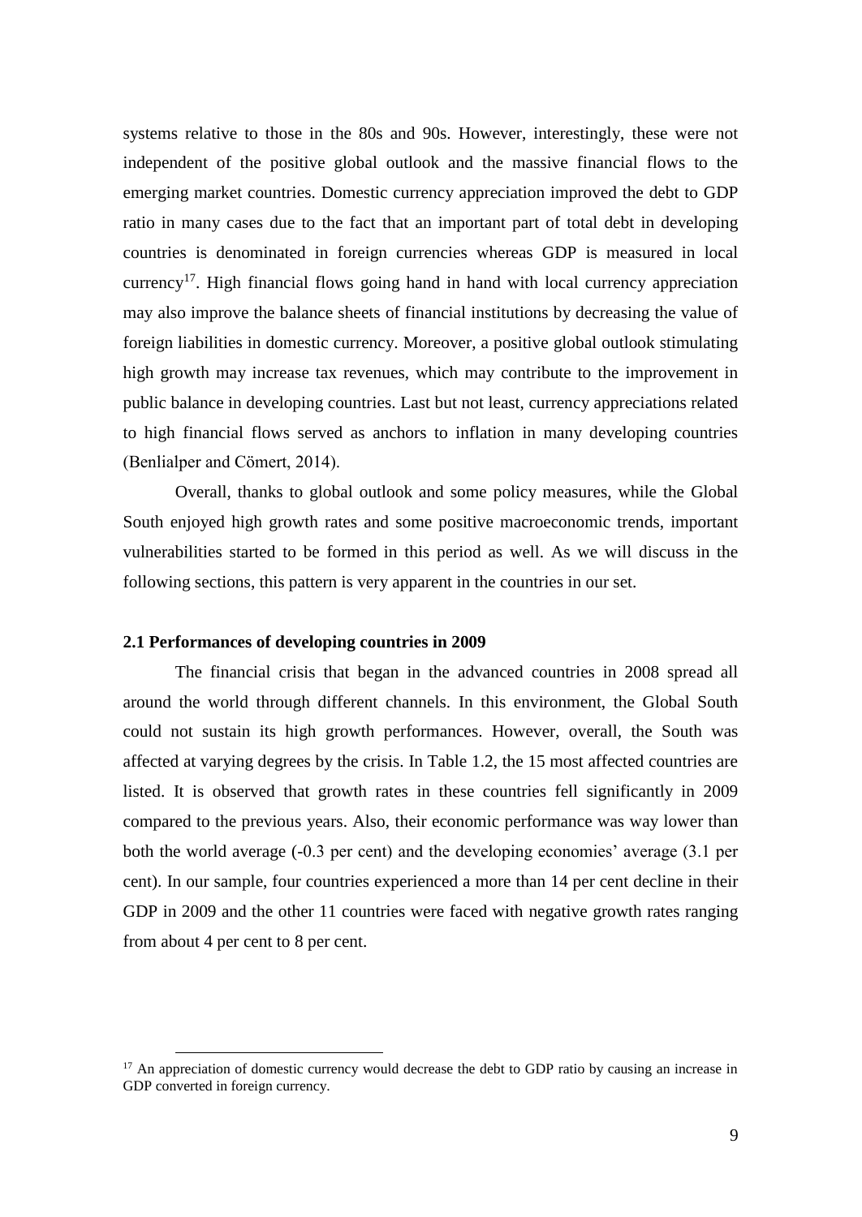systems relative to those in the 80s and 90s. However, interestingly, these were not independent of the positive global outlook and the massive financial flows to the emerging market countries. Domestic currency appreciation improved the debt to GDP ratio in many cases due to the fact that an important part of total debt in developing countries is denominated in foreign currencies whereas GDP is measured in local currency[17]. High financial flows going hand in hand with local currency appreciation may also improve the balance sheets of financial institutions by decreasing the value of foreign liabilities in domestic currency. Moreover, a positive global outlook stimulating high growth may increase tax revenues, which may contribute to the improvement in public balance in developing countries. Last but not least, currency appreciations related to high financial flows served as anchors to inflation in many developing countries (Benlialper and Cömert, 2014).

Overall, thanks to global outlook and some policy measures, while the Global South enjoyed high growth rates and some positive macroeconomic trends, important vulnerabilities started to be formed in this period as well. As we will discuss in the following sections, this pattern is very apparent in the countries in our set.

### 2.1 Performances of developing countries in 2009

The financial crisis that began in the advanced countries in 2008 spread all around the world through different channels. In this environment, the Global South could not sustain its high growth performances. However, overall, the South was affected at varying degrees by the crisis. In Table 1.2, the 15 most affected countries are listed. It is observed that growth rates in these countries fell significantly in 2009 compared to the previous years. Also, their economic performance was way lower than both the world average (-0.3 per cent) and the developing economies' average (3.1 per cent). In our sample, four countries experienced a more than 14 per cent decline in their GDP in 2009 and the other 11 countries were faced with negative growth rates ranging from about 4 per cent to 8 per cent.

[17] An appreciation of domestic currency would decrease the debt to GDP ratio by causing an increase in GDP converted in foreign currency.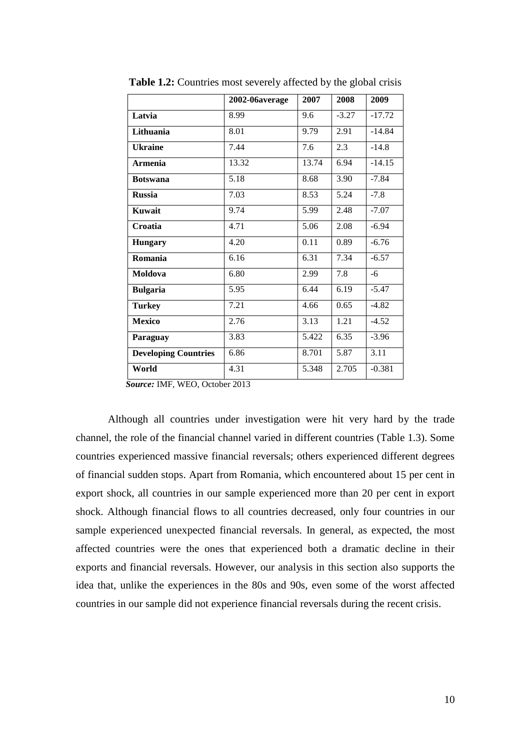**Table 1.2:** Countries most severely affected by the global crisis

| | 2002-06average | 2007 | 2008 | 2009 |
|---|---|---|---|---|
| **Latvia** | 8.99 | 9.6 | -3.27 | -17.72 |
| **Lithuania** | 8.01 | 9.79 | 2.91 | -14.84 |
| **Ukraine** | 7.44 | 7.6 | 2.3 | -14.8 |
| **Armenia** | 13.32 | 13.74 | 6.94 | -14.15 |
| **Botswana** | 5.18 | 8.68 | 3.90 | -7.84 |
| **Russia** | 7.03 | 8.53 | 5.24 | -7.8 |
| **Kuwait** | 9.74 | 5.99 | 2.48 | -7.07 |
| **Croatia** | 4.71 | 5.06 | 2.08 | -6.94 |
| **Hungary** | 4.20 | 0.11 | 0.89 | -6.76 |
| **Romania** | 6.16 | 6.31 | 7.34 | -6.57 |
| **Moldova** | 6.80 | 2.99 | 7.8 | -6 |
| **Bulgaria** | 5.95 | 6.44 | 6.19 | -5.47 |
| **Turkey** | 7.21 | 4.66 | 0.65 | -4.82 |
| **Mexico** | 2.76 | 3.13 | 1.21 | -4.52 |
| **Paraguay** | 3.83 | 5.422 | 6.35 | -3.96 |
| **Developing Countries** | 6.86 | 8.701 | 5.87 | 3.11 |
| **World** | 4.31 | 5.348 | 2.705 | -0.381 |

***Source:*** IMF, WEO, October 2013

Although all countries under investigation were hit very hard by the trade channel, the role of the financial channel varied in different countries (Table 1.3). Some countries experienced massive financial reversals; others experienced different degrees of financial sudden stops. Apart from Romania, which encountered about 15 per cent in export shock, all countries in our sample experienced more than 20 per cent in export shock. Although financial flows to all countries decreased, only four countries in our sample experienced unexpected financial reversals. In general, as expected, the most affected countries were the ones that experienced both a dramatic decline in their exports and financial reversals. However, our analysis in this section also supports the idea that, unlike the experiences in the 80s and 90s, even some of the worst affected countries in our sample did not experience financial reversals during the recent crisis.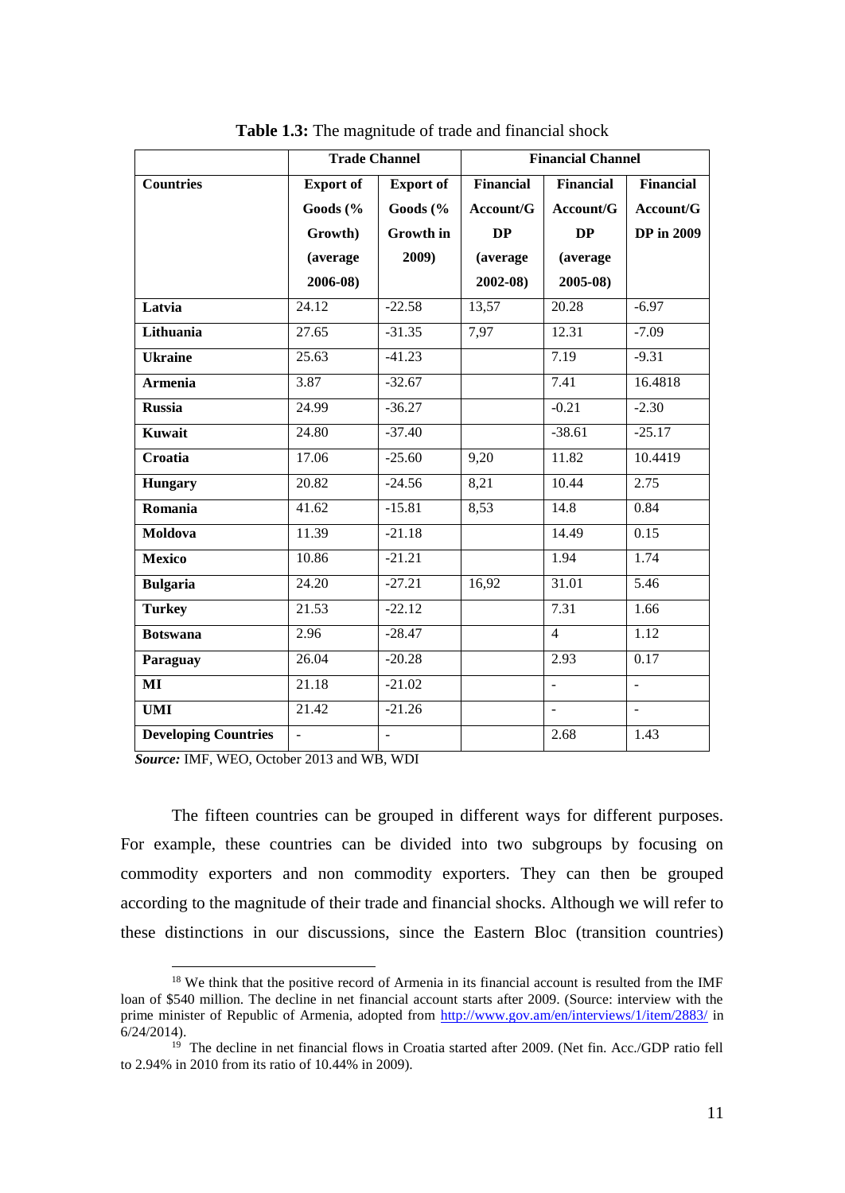**Table 1.3:** The magnitude of trade and financial shock

| | Trade Channel | | Financial Channel | | |
|---|---|---|---|---|---|
| **Countries** | **Export of Goods (% Growth) (average 2006-08)** | **Export of Goods (% Growth in 2009)** | **Financial Account/GDP (average 2002-08)** | **Financial Account/GDP (average 2005-08)** | **Financial Account/GDP in 2009** |
| **Latvia** | 24.12 | -22.58 | 13,57 | 20.28 | -6.97 |
| **Lithuania** | 27.65 | -31.35 | 7,97 | 12.31 | -7.09 |
| **Ukraine** | 25.63 | -41.23 | | 7.19 | -9.31 |
| **Armenia** | 3.87 | -32.67 | | 7.41 | 16.4818 |
| **Russia** | 24.99 | -36.27 | | -0.21 | -2.30 |
| **Kuwait** | 24.80 | -37.40 | | -38.61 | -25.17 |
| **Croatia** | 17.06 | -25.60 | 9,20 | 11.82 | 10.4419 |
| **Hungary** | 20.82 | -24.56 | 8,21 | 10.44 | 2.75 |
| **Romania** | 41.62 | -15.81 | 8,53 | 14.8 | 0.84 |
| **Moldova** | 11.39 | -21.18 | | 14.49 | 0.15 |
| **Mexico** | 10.86 | -21.21 | | 1.94 | 1.74 |
| **Bulgaria** | 24.20 | -27.21 | 16,92 | 31.01 | 5.46 |
| **Turkey** | 21.53 | -22.12 | | 7.31 | 1.66 |
| **Botswana** | 2.96 | -28.47 | | 4 | 1.12 |
| **Paraguay** | 26.04 | -20.28 | | 2.93 | 0.17 |
| **MI** | 21.18 | -21.02 | | - | - |
| **UMI** | 21.42 | -21.26 | | - | - |
| **Developing Countries** | - | - | | 2.68 | 1.43 |

***Source:*** IMF, WEO, October 2013 and WB, WDI

The fifteen countries can be grouped in different ways for different purposes. For example, these countries can be divided into two subgroups by focusing on commodity exporters and non commodity exporters. They can then be grouped according to the magnitude of their trade and financial shocks. Although we will refer to these distinctions in our discussions, since the Eastern Bloc (transition countries)

[18] We think that the positive record of Armenia in its financial account is resulted from the IMF loan of $540 million. The decline in net financial account starts after 2009. (Source: interview with the prime minister of Republic of Armenia, adopted from http://www.gov.am/en/interviews/1/item/2883/ in 6/24/2014).

[19] The decline in net financial flows in Croatia started after 2009. (Net fin. Acc./GDP ratio fell to 2.94% in 2010 from its ratio of 10.44% in 2009).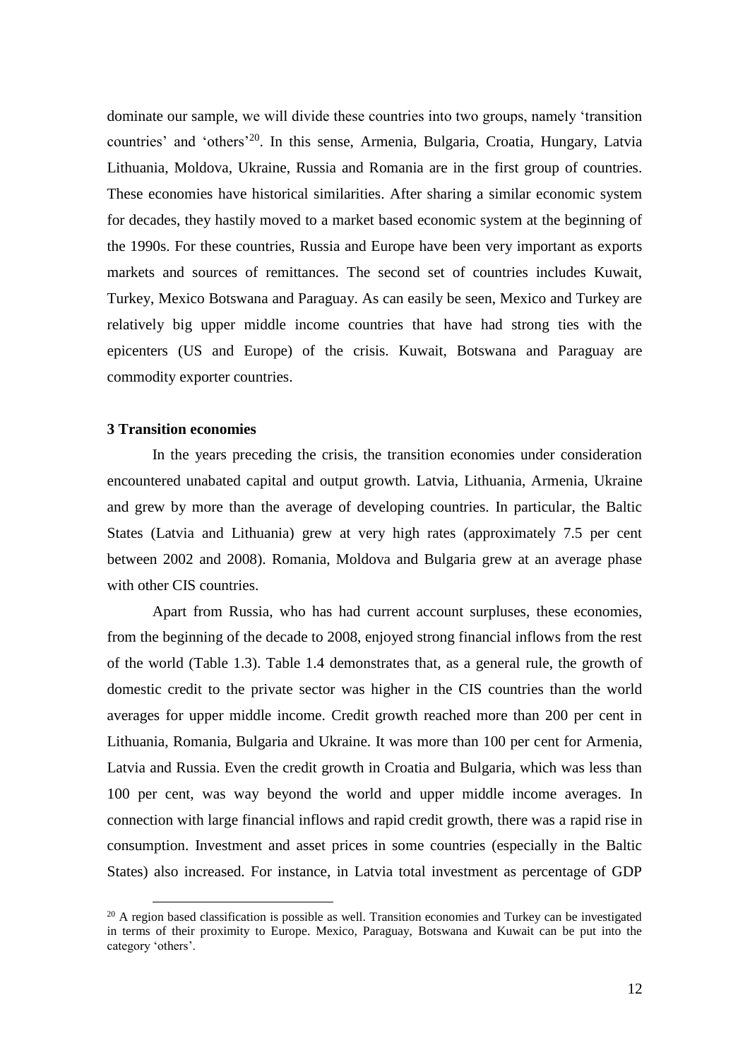dominate our sample, we will divide these countries into two groups, namely 'transition countries' and 'others'[20]. In this sense, Armenia, Bulgaria, Croatia, Hungary, Latvia Lithuania, Moldova, Ukraine, Russia and Romania are in the first group of countries. These economies have historical similarities. After sharing a similar economic system for decades, they hastily moved to a market based economic system at the beginning of the 1990s. For these countries, Russia and Europe have been very important as exports markets and sources of remittances. The second set of countries includes Kuwait, Turkey, Mexico Botswana and Paraguay. As can easily be seen, Mexico and Turkey are relatively big upper middle income countries that have had strong ties with the epicenters (US and Europe) of the crisis. Kuwait, Botswana and Paraguay are commodity exporter countries.

### 3 Transition economies

In the years preceding the crisis, the transition economies under consideration encountered unabated capital and output growth. Latvia, Lithuania, Armenia, Ukraine and grew by more than the average of developing countries. In particular, the Baltic States (Latvia and Lithuania) grew at very high rates (approximately 7.5 per cent between 2002 and 2008). Romania, Moldova and Bulgaria grew at an average phase with other CIS countries.

Apart from Russia, who has had current account surpluses, these economies, from the beginning of the decade to 2008, enjoyed strong financial inflows from the rest of the world (Table 1.3). Table 1.4 demonstrates that, as a general rule, the growth of domestic credit to the private sector was higher in the CIS countries than the world averages for upper middle income. Credit growth reached more than 200 per cent in Lithuania, Romania, Bulgaria and Ukraine. It was more than 100 per cent for Armenia, Latvia and Russia. Even the credit growth in Croatia and Bulgaria, which was less than 100 per cent, was way beyond the world and upper middle income averages. In connection with large financial inflows and rapid credit growth, there was a rapid rise in consumption. Investment and asset prices in some countries (especially in the Baltic States) also increased. For instance, in Latvia total investment as percentage of GDP

[20] A region based classification is possible as well. Transition economies and Turkey can be investigated in terms of their proximity to Europe. Mexico, Paraguay, Botswana and Kuwait can be put into the category 'others'.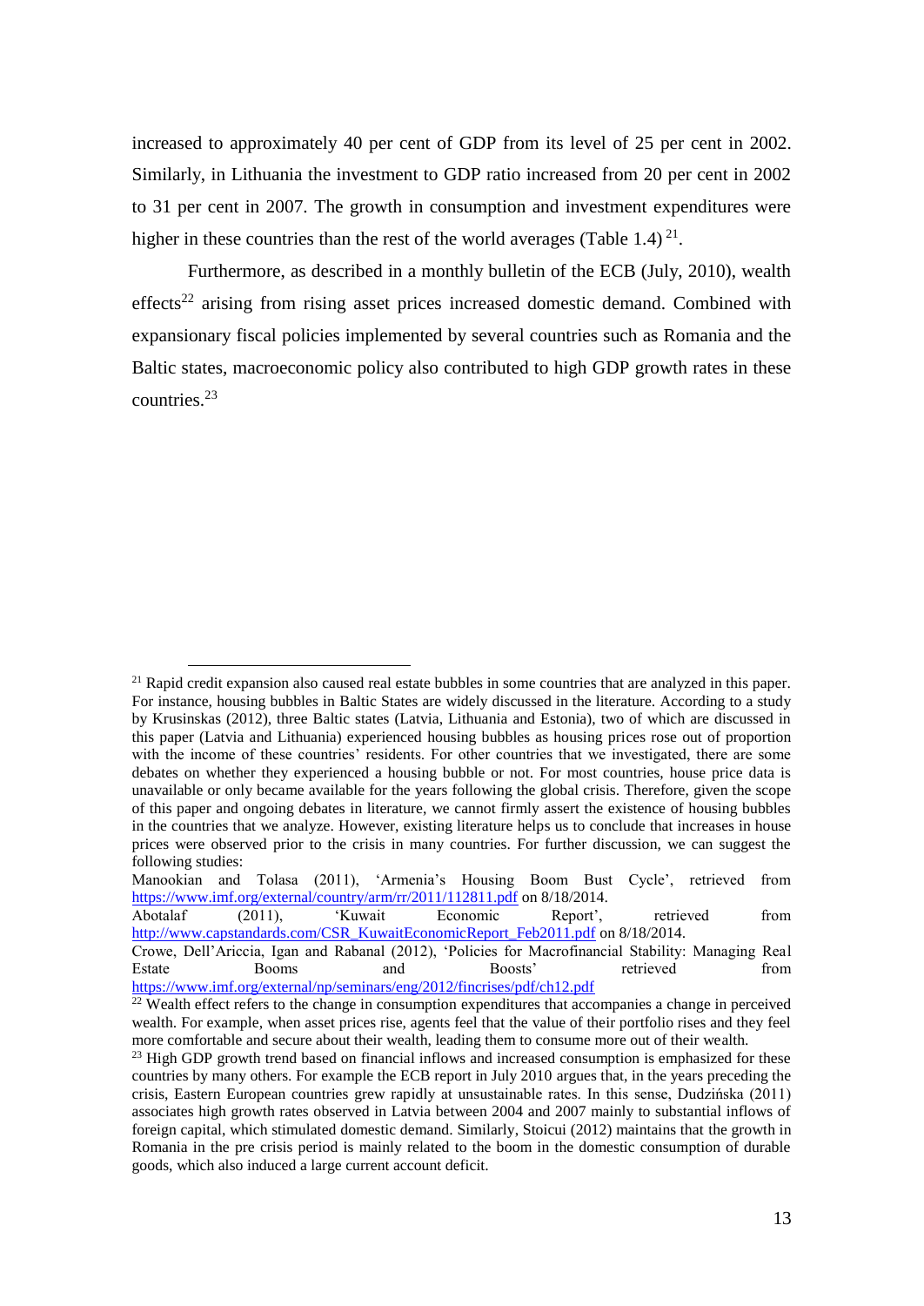increased to approximately 40 per cent of GDP from its level of 25 per cent in 2002. Similarly, in Lithuania the investment to GDP ratio increased from 20 per cent in 2002 to 31 per cent in 2007. The growth in consumption and investment expenditures were higher in these countries than the rest of the world averages (Table 1.4) [21].

Furthermore, as described in a monthly bulletin of the ECB (July, 2010), wealth effects[22] arising from rising asset prices increased domestic demand. Combined with expansionary fiscal policies implemented by several countries such as Romania and the Baltic states, macroeconomic policy also contributed to high GDP growth rates in these countries.[23]

---

[21] Rapid credit expansion also caused real estate bubbles in some countries that are analyzed in this paper. For instance, housing bubbles in Baltic States are widely discussed in the literature. According to a study by Krusinskas (2012), three Baltic states (Latvia, Lithuania and Estonia), two of which are discussed in this paper (Latvia and Lithuania) experienced housing bubbles as housing prices rose out of proportion with the income of these countries' residents. For other countries that we investigated, there are some debates on whether they experienced a housing bubble or not. For most countries, house price data is unavailable or only became available for the years following the global crisis. Therefore, given the scope of this paper and ongoing debates in literature, we cannot firmly assert the existence of housing bubbles in the countries that we analyze. However, existing literature helps us to conclude that increases in house prices were observed prior to the crisis in many countries. For further discussion, we can suggest the following studies:

Manookian and Tolasa (2011), 'Armenia's Housing Boom Bust Cycle', retrieved from https://www.imf.org/external/country/arm/rr/2011/112811.pdf on 8/18/2014.

Abotalaf (2011), 'Kuwait Economic Report', retrieved from http://www.capstandards.com/CSR_KuwaitEconomicReport_Feb2011.pdf on 8/18/2014.

Crowe, Dell'Ariccia, Igan and Rabanal (2012), 'Policies for Macrofinancial Stability: Managing Real Estate Booms and Boosts' retrieved from https://www.imf.org/external/np/seminars/eng/2012/fincrises/pdf/ch12.pdf

[22] Wealth effect refers to the change in consumption expenditures that accompanies a change in perceived wealth. For example, when asset prices rise, agents feel that the value of their portfolio rises and they feel more comfortable and secure about their wealth, leading them to consume more out of their wealth.

[23] High GDP growth trend based on financial inflows and increased consumption is emphasized for these countries by many others. For example the ECB report in July 2010 argues that, in the years preceding the crisis, Eastern European countries grew rapidly at unsustainable rates. In this sense, Dudzińska (2011) associates high growth rates observed in Latvia between 2004 and 2007 mainly to substantial inflows of foreign capital, which stimulated domestic demand. Similarly, Stoicui (2012) maintains that the growth in Romania in the pre crisis period is mainly related to the boom in the domestic consumption of durable goods, which also induced a large current account deficit.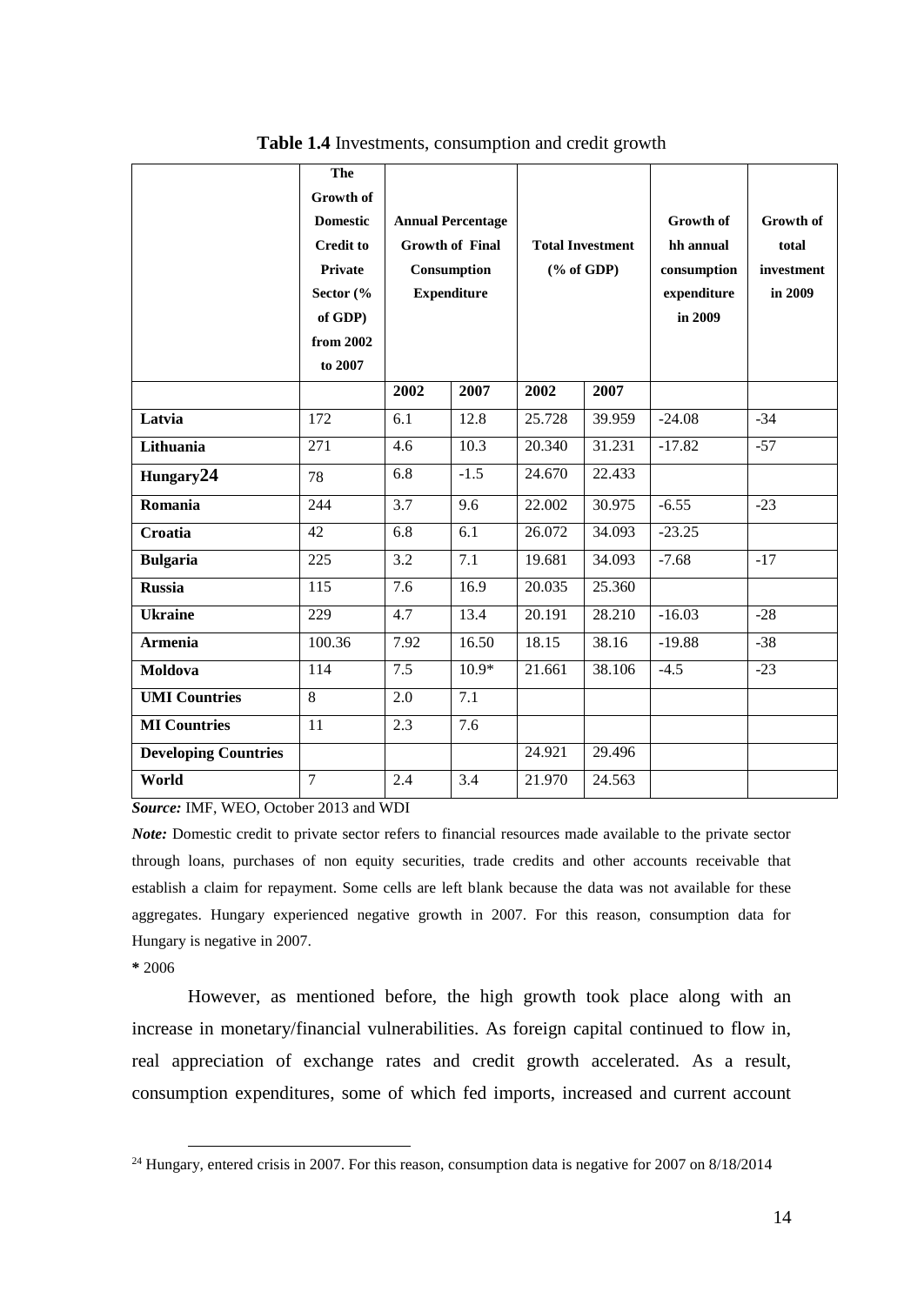**Table 1.4** Investments, consumption and credit growth

| | The Growth of Domestic Credit to Private Sector (% of GDP) from 2002 to 2007 | Annual Percentage Growth of Final Consumption Expenditure | | Total Investment (% of GDP) | | Growth of hh annual consumption expenditure in 2009 | Growth of total investment in 2009 |
|---|---|---|---|---|---|---|---|
| | | 2002 | 2007 | 2002 | 2007 | | |
| **Latvia** | 172 | 6.1 | 12.8 | 25.728 | 39.959 | -24.08 | -34 |
| **Lithuania** | 271 | 4.6 | 10.3 | 20.340 | 31.231 | -17.82 | -57 |
| **Hungary**[24] | 78 | 6.8 | -1.5 | 24.670 | 22.433 | | |
| **Romania** | 244 | 3.7 | 9.6 | 22.002 | 30.975 | -6.55 | -23 |
| **Croatia** | 42 | 6.8 | 6.1 | 26.072 | 34.093 | -23.25 | |
| **Bulgaria** | 225 | 3.2 | 7.1 | 19.681 | 34.093 | -7.68 | -17 |
| **Russia** | 115 | 7.6 | 16.9 | 20.035 | 25.360 | | |
| **Ukraine** | 229 | 4.7 | 13.4 | 20.191 | 28.210 | -16.03 | -28 |
| **Armenia** | 100.36 | 7.92 | 16.50 | 18.15 | 38.16 | -19.88 | -38 |
| **Moldova** | 114 | 7.5 | 10.9* | 21.661 | 38.106 | -4.5 | -23 |
| **UMI Countries** | 8 | 2.0 | 7.1 | | | | |
| **MI Countries** | 11 | 2.3 | 7.6 | | | | |
| **Developing Countries** | | | | 24.921 | 29.496 | | |
| **World** | 7 | 2.4 | 3.4 | 21.970 | 24.563 | | |

***Source:*** IMF, WEO, October 2013 and WDI

***Note:*** Domestic credit to private sector refers to financial resources made available to the private sector through loans, purchases of non equity securities, trade credits and other accounts receivable that establish a claim for repayment. Some cells are left blank because the data was not available for these aggregates. Hungary experienced negative growth in 2007. For this reason, consumption data for Hungary is negative in 2007.

**\*** 2006

However, as mentioned before, the high growth took place along with an increase in monetary/financial vulnerabilities. As foreign capital continued to flow in, real appreciation of exchange rates and credit growth accelerated. As a result, consumption expenditures, some of which fed imports, increased and current account

[24] Hungary, entered crisis in 2007. For this reason, consumption data is negative for 2007 on 8/18/2014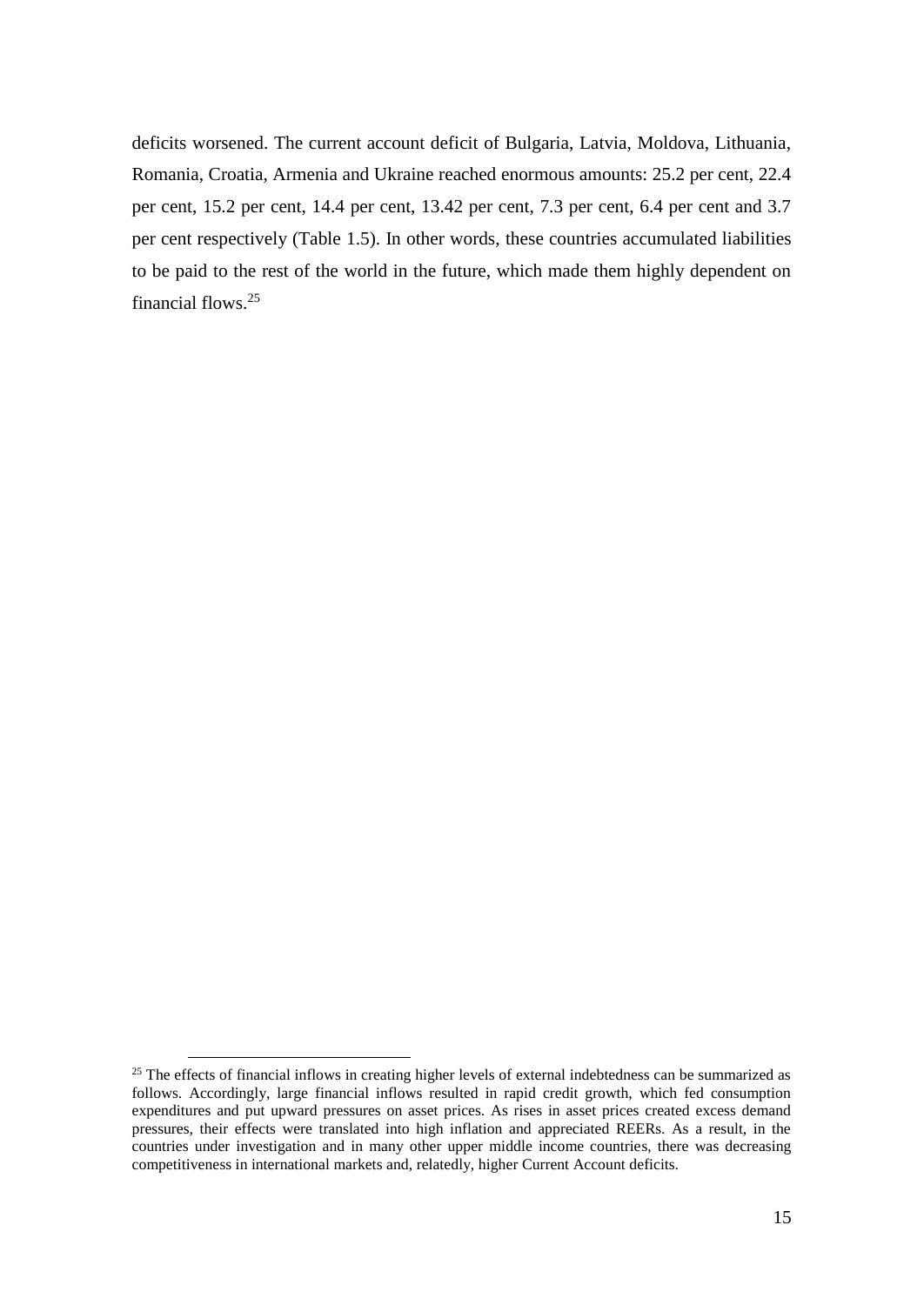deficits worsened. The current account deficit of Bulgaria, Latvia, Moldova, Lithuania, Romania, Croatia, Armenia and Ukraine reached enormous amounts: 25.2 per cent, 22.4 per cent, 15.2 per cent, 14.4 per cent, 13.42 per cent, 7.3 per cent, 6.4 per cent and 3.7 per cent respectively (Table 1.5). In other words, these countries accumulated liabilities to be paid to the rest of the world in the future, which made them highly dependent on financial flows.[25]

[25] The effects of financial inflows in creating higher levels of external indebtedness can be summarized as follows. Accordingly, large financial inflows resulted in rapid credit growth, which fed consumption expenditures and put upward pressures on asset prices. As rises in asset prices created excess demand pressures, their effects were translated into high inflation and appreciated REERs. As a result, in the countries under investigation and in many other upper middle income countries, there was decreasing competitiveness in international markets and, relatedly, higher Current Account deficits.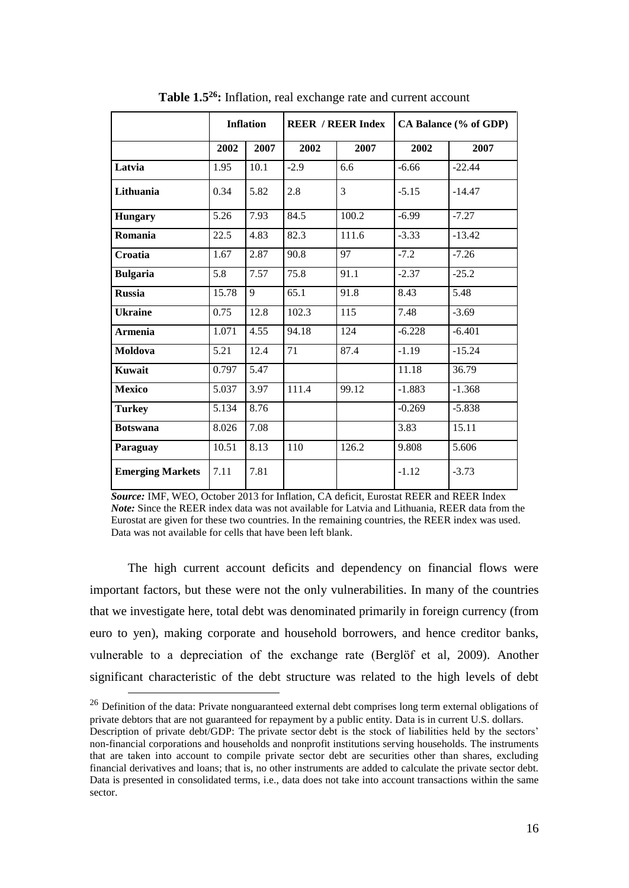**Table 1.5[26]:** Inflation, real exchange rate and current account

| | **Inflation** | | **REER / REER Index** | | **CA Balance (% of GDP)** | |
|---|---|---|---|---|---|---|
| | **2002** | **2007** | **2002** | **2007** | **2002** | **2007** |
| **Latvia** | 1.95 | 10.1 | -2.9 | 6.6 | -6.66 | -22.44 |
| **Lithuania** | 0.34 | 5.82 | 2.8 | 3 | -5.15 | -14.47 |
| **Hungary** | 5.26 | 7.93 | 84.5 | 100.2 | -6.99 | -7.27 |
| **Romania** | 22.5 | 4.83 | 82.3 | 111.6 | -3.33 | -13.42 |
| **Croatia** | 1.67 | 2.87 | 90.8 | 97 | -7.2 | -7.26 |
| **Bulgaria** | 5.8 | 7.57 | 75.8 | 91.1 | -2.37 | -25.2 |
| **Russia** | 15.78 | 9 | 65.1 | 91.8 | 8.43 | 5.48 |
| **Ukraine** | 0.75 | 12.8 | 102.3 | 115 | 7.48 | -3.69 |
| **Armenia** | 1.071 | 4.55 | 94.18 | 124 | -6.228 | -6.401 |
| **Moldova** | 5.21 | 12.4 | 71 | 87.4 | -1.19 | -15.24 |
| **Kuwait** | 0.797 | 5.47 | | | 11.18 | 36.79 |
| **Mexico** | 5.037 | 3.97 | 111.4 | 99.12 | -1.883 | -1.368 |
| **Turkey** | 5.134 | 8.76 | | | -0.269 | -5.838 |
| **Botswana** | 8.026 | 7.08 | | | 3.83 | 15.11 |
| **Paraguay** | 10.51 | 8.13 | 110 | 126.2 | 9.808 | 5.606 |
| **Emerging Markets** | 7.11 | 7.81 | | | -1.12 | -3.73 |

***Source:*** IMF, WEO, October 2013 for Inflation, CA deficit, Eurostat REER and REER Index
***Note:*** Since the REER index data was not available for Latvia and Lithuania, REER data from the Eurostat are given for these two countries. In the remaining countries, the REER index was used. Data was not available for cells that have been left blank.

The high current account deficits and dependency on financial flows were important factors, but these were not the only vulnerabilities. In many of the countries that we investigate here, total debt was denominated primarily in foreign currency (from euro to yen), making corporate and household borrowers, and hence creditor banks, vulnerable to a depreciation of the exchange rate (Berglöf et al, 2009). Another significant characteristic of the debt structure was related to the high levels of debt

[26] Definition of the data: Private nonguaranteed external debt comprises long term external obligations of private debtors that are not guaranteed for repayment by a public entity. Data is in current U.S. dollars.
Description of private debt/GDP: The private sector debt is the stock of liabilities held by the sectors' non-financial corporations and households and nonprofit institutions serving households. The instruments that are taken into account to compile private sector debt are securities other than shares, excluding financial derivatives and loans; that is, no other instruments are added to calculate the private sector debt. Data is presented in consolidated terms, i.e., data does not take into account transactions within the same sector.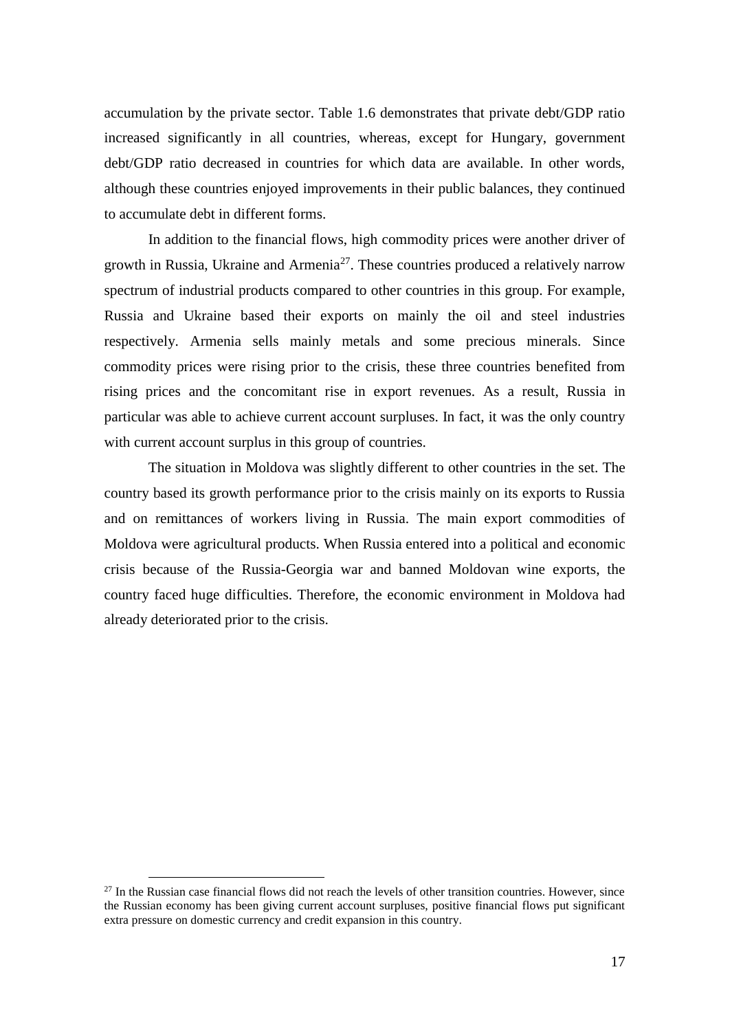accumulation by the private sector. Table 1.6 demonstrates that private debt/GDP ratio increased significantly in all countries, whereas, except for Hungary, government debt/GDP ratio decreased in countries for which data are available. In other words, although these countries enjoyed improvements in their public balances, they continued to accumulate debt in different forms.

In addition to the financial flows, high commodity prices were another driver of growth in Russia, Ukraine and Armenia[27]. These countries produced a relatively narrow spectrum of industrial products compared to other countries in this group. For example, Russia and Ukraine based their exports on mainly the oil and steel industries respectively. Armenia sells mainly metals and some precious minerals. Since commodity prices were rising prior to the crisis, these three countries benefited from rising prices and the concomitant rise in export revenues. As a result, Russia in particular was able to achieve current account surpluses. In fact, it was the only country with current account surplus in this group of countries.

The situation in Moldova was slightly different to other countries in the set. The country based its growth performance prior to the crisis mainly on its exports to Russia and on remittances of workers living in Russia. The main export commodities of Moldova were agricultural products. When Russia entered into a political and economic crisis because of the Russia-Georgia war and banned Moldovan wine exports, the country faced huge difficulties. Therefore, the economic environment in Moldova had already deteriorated prior to the crisis.

[27] In the Russian case financial flows did not reach the levels of other transition countries. However, since the Russian economy has been giving current account surpluses, positive financial flows put significant extra pressure on domestic currency and credit expansion in this country.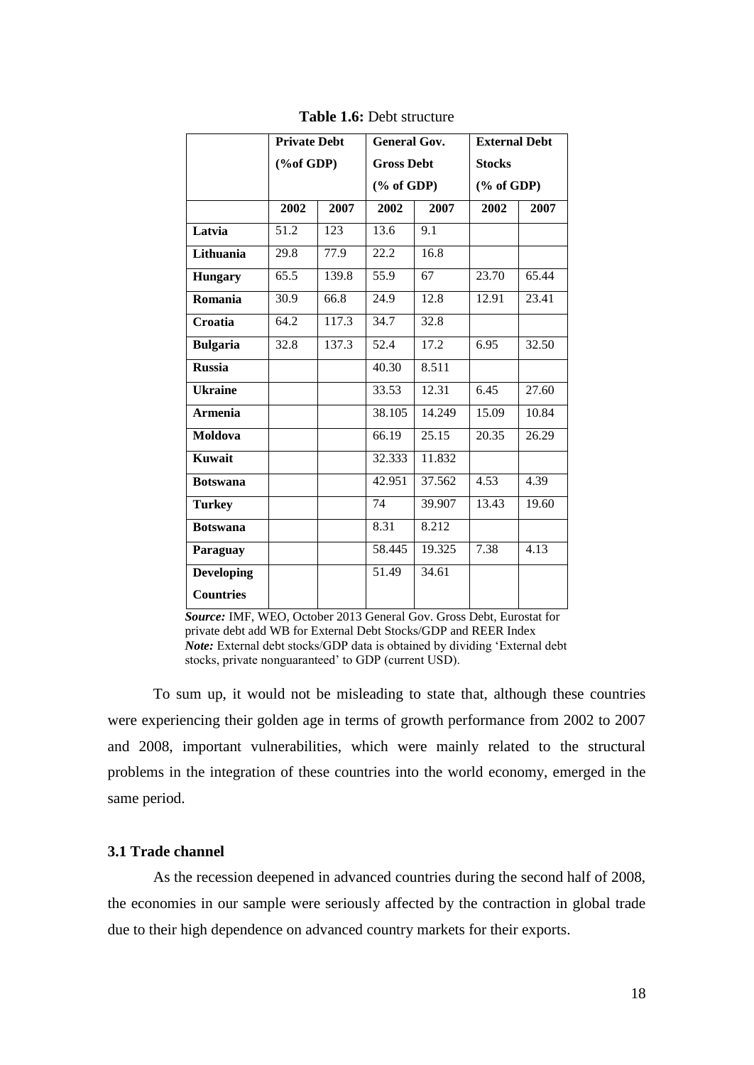**Table 1.6:** Debt structure

| | Private Debt (%of GDP) | | General Gov. Gross Debt (% of GDP) | | External Debt Stocks (% of GDP) | |
|---|---|---|---|---|---|---|
| | 2002 | 2007 | 2002 | 2007 | 2002 | 2007 |
| **Latvia** | 51.2 | 123 | 13.6 | 9.1 | | |
| **Lithuania** | 29.8 | 77.9 | 22.2 | 16.8 | | |
| **Hungary** | 65.5 | 139.8 | 55.9 | 67 | 23.70 | 65.44 |
| **Romania** | 30.9 | 66.8 | 24.9 | 12.8 | 12.91 | 23.41 |
| **Croatia** | 64.2 | 117.3 | 34.7 | 32.8 | | |
| **Bulgaria** | 32.8 | 137.3 | 52.4 | 17.2 | 6.95 | 32.50 |
| **Russia** | | | 40.30 | 8.511 | | |
| **Ukraine** | | | 33.53 | 12.31 | 6.45 | 27.60 |
| **Armenia** | | | 38.105 | 14.249 | 15.09 | 10.84 |
| **Moldova** | | | 66.19 | 25.15 | 20.35 | 26.29 |
| **Kuwait** | | | 32.333 | 11.832 | | |
| **Botswana** | | | 42.951 | 37.562 | 4.53 | 4.39 |
| **Turkey** | | | 74 | 39.907 | 13.43 | 19.60 |
| **Botswana** | | | 8.31 | 8.212 | | |
| **Paraguay** | | | 58.445 | 19.325 | 7.38 | 4.13 |
| **Developing Countries** | | | 51.49 | 34.61 | | |

***Source:*** IMF, WEO, October 2013 General Gov. Gross Debt, Eurostat for private debt add WB for External Debt Stocks/GDP and REER Index
***Note:*** External debt stocks/GDP data is obtained by dividing 'External debt stocks, private nonguaranteed' to GDP (current USD).

To sum up, it would not be misleading to state that, although these countries were experiencing their golden age in terms of growth performance from 2002 to 2007 and 2008, important vulnerabilities, which were mainly related to the structural problems in the integration of these countries into the world economy, emerged in the same period.

### 3.1 Trade channel

As the recession deepened in advanced countries during the second half of 2008, the economies in our sample were seriously affected by the contraction in global trade due to their high dependence on advanced country markets for their exports.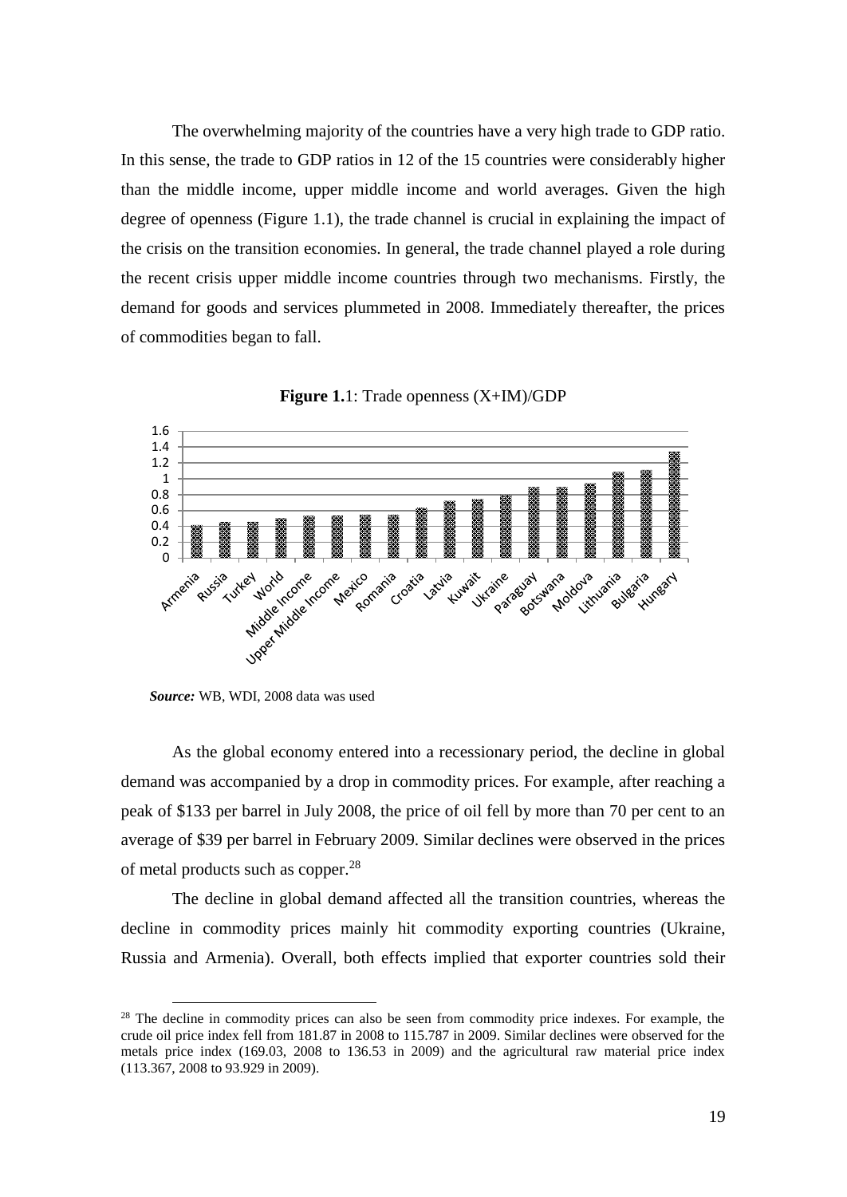The overwhelming majority of the countries have a very high trade to GDP ratio. In this sense, the trade to GDP ratios in 12 of the 15 countries were considerably higher than the middle income, upper middle income and world averages. Given the high degree of openness (Figure 1.1), the trade channel is crucial in explaining the impact of the crisis on the transition economies. In general, the trade channel played a role during the recent crisis upper middle income countries through two mechanisms. Firstly, the demand for goods and services plummeted in 2008. Immediately thereafter, the prices of commodities began to fall.

**Figure 1.**1: Trade openness (X+IM)/GDP

*Source:* WB, WDI, 2008 data was used

As the global economy entered into a recessionary period, the decline in global demand was accompanied by a drop in commodity prices. For example, after reaching a peak of \$133 per barrel in July 2008, the price of oil fell by more than 70 per cent to an average of \$39 per barrel in February 2009. Similar declines were observed in the prices of metal products such as copper.[28]

The decline in global demand affected all the transition countries, whereas the decline in commodity prices mainly hit commodity exporting countries (Ukraine, Russia and Armenia). Overall, both effects implied that exporter countries sold their

[28] The decline in commodity prices can also be seen from commodity price indexes. For example, the crude oil price index fell from 181.87 in 2008 to 115.787 in 2009. Similar declines were observed for the metals price index (169.03, 2008 to 136.53 in 2009) and the agricultural raw material price index (113.367, 2008 to 93.929 in 2009).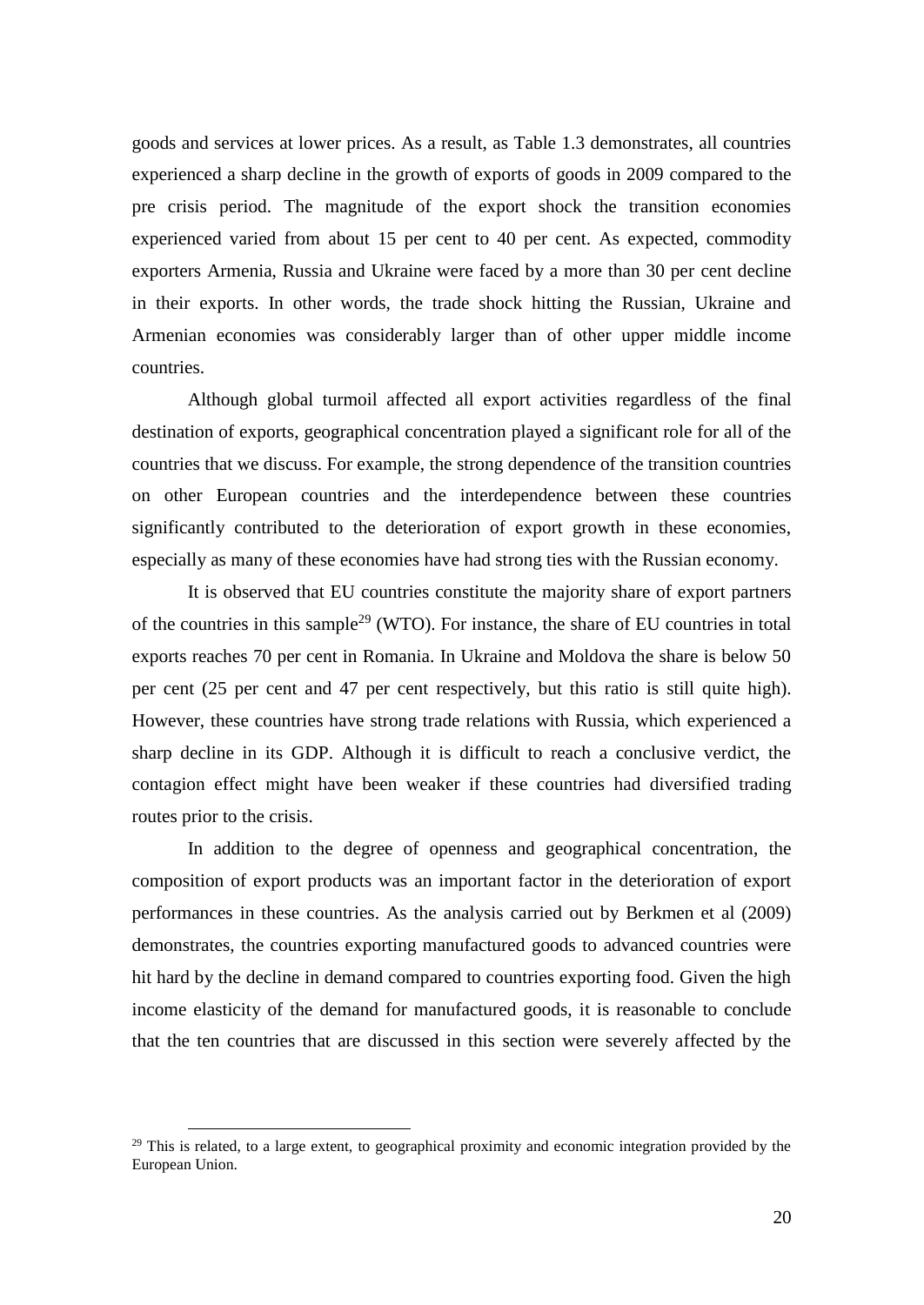goods and services at lower prices. As a result, as Table 1.3 demonstrates, all countries experienced a sharp decline in the growth of exports of goods in 2009 compared to the pre crisis period. The magnitude of the export shock the transition economies experienced varied from about 15 per cent to 40 per cent. As expected, commodity exporters Armenia, Russia and Ukraine were faced by a more than 30 per cent decline in their exports. In other words, the trade shock hitting the Russian, Ukraine and Armenian economies was considerably larger than of other upper middle income countries.

Although global turmoil affected all export activities regardless of the final destination of exports, geographical concentration played a significant role for all of the countries that we discuss. For example, the strong dependence of the transition countries on other European countries and the interdependence between these countries significantly contributed to the deterioration of export growth in these economies, especially as many of these economies have had strong ties with the Russian economy.

It is observed that EU countries constitute the majority share of export partners of the countries in this sample[29] (WTO). For instance, the share of EU countries in total exports reaches 70 per cent in Romania. In Ukraine and Moldova the share is below 50 per cent (25 per cent and 47 per cent respectively, but this ratio is still quite high). However, these countries have strong trade relations with Russia, which experienced a sharp decline in its GDP. Although it is difficult to reach a conclusive verdict, the contagion effect might have been weaker if these countries had diversified trading routes prior to the crisis.

In addition to the degree of openness and geographical concentration, the composition of export products was an important factor in the deterioration of export performances in these countries. As the analysis carried out by Berkmen et al (2009) demonstrates, the countries exporting manufactured goods to advanced countries were hit hard by the decline in demand compared to countries exporting food. Given the high income elasticity of the demand for manufactured goods, it is reasonable to conclude that the ten countries that are discussed in this section were severely affected by the

[29] This is related, to a large extent, to geographical proximity and economic integration provided by the European Union.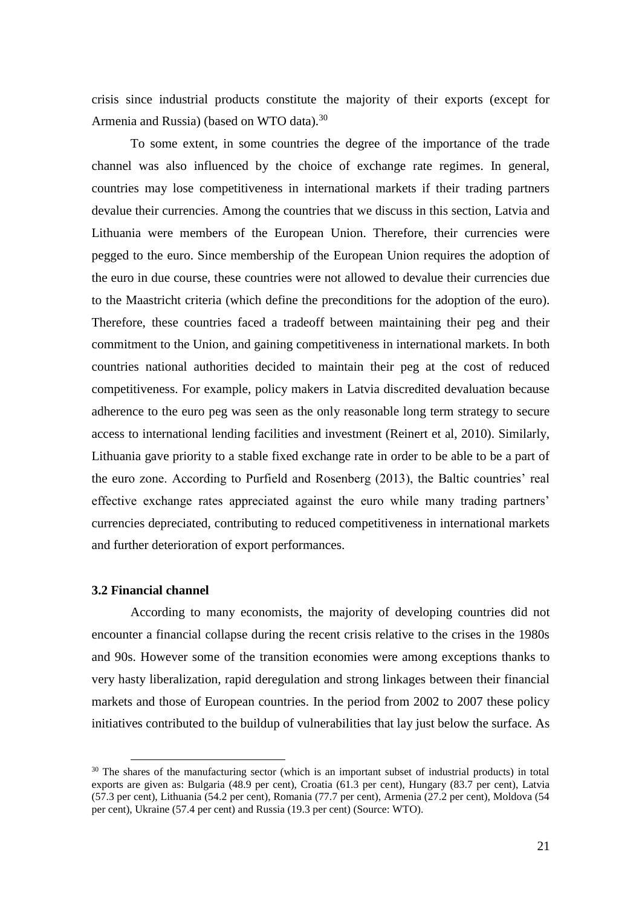crisis since industrial products constitute the majority of their exports (except for Armenia and Russia) (based on WTO data).[30]

To some extent, in some countries the degree of the importance of the trade channel was also influenced by the choice of exchange rate regimes. In general, countries may lose competitiveness in international markets if their trading partners devalue their currencies. Among the countries that we discuss in this section, Latvia and Lithuania were members of the European Union. Therefore, their currencies were pegged to the euro. Since membership of the European Union requires the adoption of the euro in due course, these countries were not allowed to devalue their currencies due to the Maastricht criteria (which define the preconditions for the adoption of the euro). Therefore, these countries faced a tradeoff between maintaining their peg and their commitment to the Union, and gaining competitiveness in international markets. In both countries national authorities decided to maintain their peg at the cost of reduced competitiveness. For example, policy makers in Latvia discredited devaluation because adherence to the euro peg was seen as the only reasonable long term strategy to secure access to international lending facilities and investment (Reinert et al, 2010). Similarly, Lithuania gave priority to a stable fixed exchange rate in order to be able to be a part of the euro zone. According to Purfield and Rosenberg (2013), the Baltic countries' real effective exchange rates appreciated against the euro while many trading partners' currencies depreciated, contributing to reduced competitiveness in international markets and further deterioration of export performances.

### 3.2 Financial channel

According to many economists, the majority of developing countries did not encounter a financial collapse during the recent crisis relative to the crises in the 1980s and 90s. However some of the transition economies were among exceptions thanks to very hasty liberalization, rapid deregulation and strong linkages between their financial markets and those of European countries. In the period from 2002 to 2007 these policy initiatives contributed to the buildup of vulnerabilities that lay just below the surface. As

[30] The shares of the manufacturing sector (which is an important subset of industrial products) in total exports are given as: Bulgaria (48.9 per cent), Croatia (61.3 per cent), Hungary (83.7 per cent), Latvia (57.3 per cent), Lithuania (54.2 per cent), Romania (77.7 per cent), Armenia (27.2 per cent), Moldova (54 per cent), Ukraine (57.4 per cent) and Russia (19.3 per cent) (Source: WTO).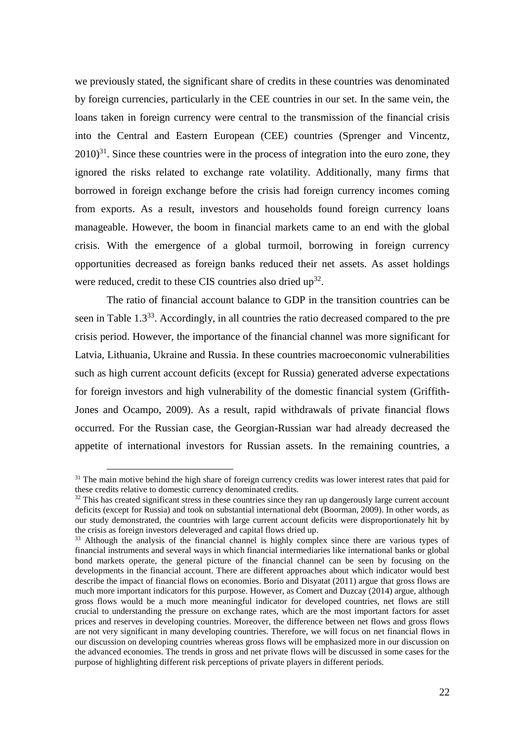we previously stated, the significant share of credits in these countries was denominated by foreign currencies, particularly in the CEE countries in our set. In the same vein, the loans taken in foreign currency were central to the transmission of the financial crisis into the Central and Eastern European (CEE) countries (Sprenger and Vincentz, 2010)[31]. Since these countries were in the process of integration into the euro zone, they ignored the risks related to exchange rate volatility. Additionally, many firms that borrowed in foreign exchange before the crisis had foreign currency incomes coming from exports. As a result, investors and households found foreign currency loans manageable. However, the boom in financial markets came to an end with the global crisis. With the emergence of a global turmoil, borrowing in foreign currency opportunities decreased as foreign banks reduced their net assets. As asset holdings were reduced, credit to these CIS countries also dried up[32].

The ratio of financial account balance to GDP in the transition countries can be seen in Table 1.3[33]. Accordingly, in all countries the ratio decreased compared to the pre crisis period. However, the importance of the financial channel was more significant for Latvia, Lithuania, Ukraine and Russia. In these countries macroeconomic vulnerabilities such as high current account deficits (except for Russia) generated adverse expectations for foreign investors and high vulnerability of the domestic financial system (Griffith-Jones and Ocampo, 2009). As a result, rapid withdrawals of private financial flows occurred. For the Russian case, the Georgian-Russian war had already decreased the appetite of international investors for Russian assets. In the remaining countries, a

[31] The main motive behind the high share of foreign currency credits was lower interest rates that paid for these credits relative to domestic currency denominated credits.

[32] This has created significant stress in these countries since they ran up dangerously large current account deficits (except for Russia) and took on substantial international debt (Boorman, 2009). In other words, as our study demonstrated, the countries with large current account deficits were disproportionately hit by the crisis as foreign investors deleveraged and capital flows dried up.

[33] Although the analysis of the financial channel is highly complex since there are various types of financial instruments and several ways in which financial intermediaries like international banks or global bond markets operate, the general picture of the financial channel can be seen by focusing on the developments in the financial account. There are different approaches about which indicator would best describe the impact of financial flows on economies. Borio and Disyatat (2011) argue that gross flows are much more important indicators for this purpose. However, as Comert and Duzcay (2014) argue, although gross flows would be a much more meaningful indicator for developed countries, net flows are still crucial to understanding the pressure on exchange rates, which are the most important factors for asset prices and reserves in developing countries. Moreover, the difference between net flows and gross flows are not very significant in many developing countries. Therefore, we will focus on net financial flows in our discussion on developing countries whereas gross flows will be emphasized more in our discussion on the advanced economies. The trends in gross and net private flows will be discussed in some cases for the purpose of highlighting different risk perceptions of private players in different periods.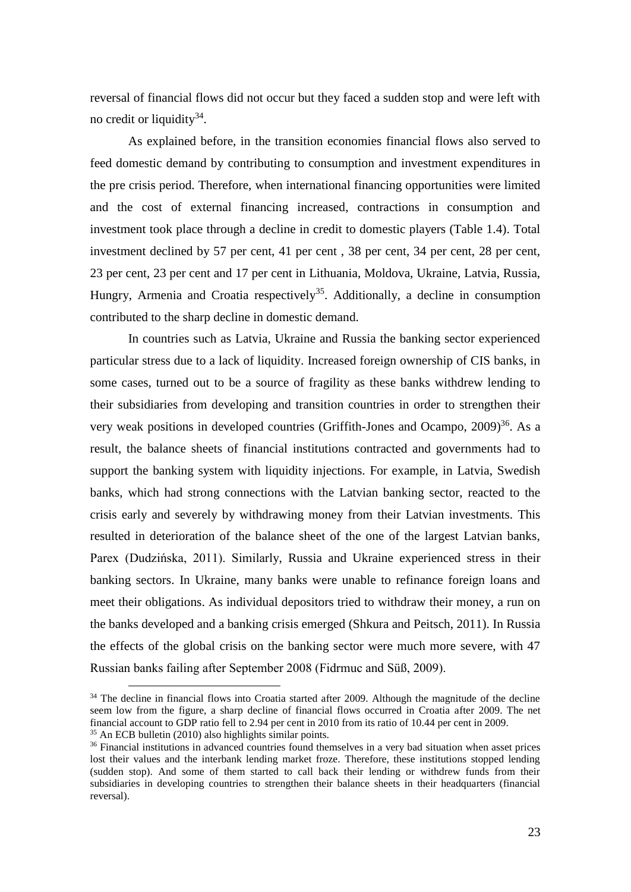reversal of financial flows did not occur but they faced a sudden stop and were left with no credit or liquidity[34].

As explained before, in the transition economies financial flows also served to feed domestic demand by contributing to consumption and investment expenditures in the pre crisis period. Therefore, when international financing opportunities were limited and the cost of external financing increased, contractions in consumption and investment took place through a decline in credit to domestic players (Table 1.4). Total investment declined by 57 per cent, 41 per cent , 38 per cent, 34 per cent, 28 per cent, 23 per cent, 23 per cent and 17 per cent in Lithuania, Moldova, Ukraine, Latvia, Russia, Hungry, Armenia and Croatia respectively[35]. Additionally, a decline in consumption contributed to the sharp decline in domestic demand.

In countries such as Latvia, Ukraine and Russia the banking sector experienced particular stress due to a lack of liquidity. Increased foreign ownership of CIS banks, in some cases, turned out to be a source of fragility as these banks withdrew lending to their subsidiaries from developing and transition countries in order to strengthen their very weak positions in developed countries (Griffith-Jones and Ocampo, 2009)[36]. As a result, the balance sheets of financial institutions contracted and governments had to support the banking system with liquidity injections. For example, in Latvia, Swedish banks, which had strong connections with the Latvian banking sector, reacted to the crisis early and severely by withdrawing money from their Latvian investments. This resulted in deterioration of the balance sheet of the one of the largest Latvian banks, Parex (Dudzińska, 2011). Similarly, Russia and Ukraine experienced stress in their banking sectors. In Ukraine, many banks were unable to refinance foreign loans and meet their obligations. As individual depositors tried to withdraw their money, a run on the banks developed and a banking crisis emerged (Shkura and Peitsch, 2011). In Russia the effects of the global crisis on the banking sector were much more severe, with 47 Russian banks failing after September 2008 (Fidrmuc and Süß, 2009).

---

[34] The decline in financial flows into Croatia started after 2009. Although the magnitude of the decline seem low from the figure, a sharp decline of financial flows occurred in Croatia after 2009. The net financial account to GDP ratio fell to 2.94 per cent in 2010 from its ratio of 10.44 per cent in 2009.

[35] An ECB bulletin (2010) also highlights similar points.

[36] Financial institutions in advanced countries found themselves in a very bad situation when asset prices lost their values and the interbank lending market froze. Therefore, these institutions stopped lending (sudden stop). And some of them started to call back their lending or withdrew funds from their subsidiaries in developing countries to strengthen their balance sheets in their headquarters (financial reversal).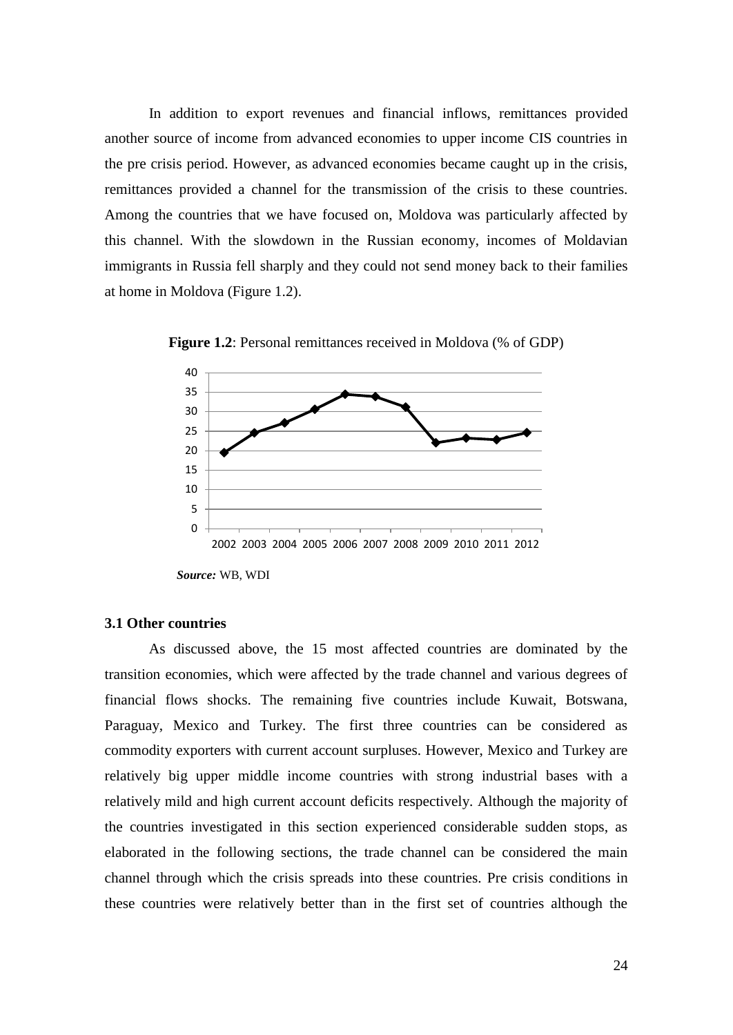In addition to export revenues and financial inflows, remittances provided another source of income from advanced economies to upper income CIS countries in the pre crisis period. However, as advanced economies became caught up in the crisis, remittances provided a channel for the transmission of the crisis to these countries. Among the countries that we have focused on, Moldova was particularly affected by this channel. With the slowdown in the Russian economy, incomes of Moldavian immigrants in Russia fell sharply and they could not send money back to their families at home in Moldova (Figure 1.2).

**Figure 1.2**: Personal remittances received in Moldova (% of GDP)

***Source:*** WB, WDI

### 3.1 Other countries

As discussed above, the 15 most affected countries are dominated by the transition economies, which were affected by the trade channel and various degrees of financial flows shocks. The remaining five countries include Kuwait, Botswana, Paraguay, Mexico and Turkey. The first three countries can be considered as commodity exporters with current account surpluses. However, Mexico and Turkey are relatively big upper middle income countries with strong industrial bases with a relatively mild and high current account deficits respectively. Although the majority of the countries investigated in this section experienced considerable sudden stops, as elaborated in the following sections, the trade channel can be considered the main channel through which the crisis spreads into these countries. Pre crisis conditions in these countries were relatively better than in the first set of countries although the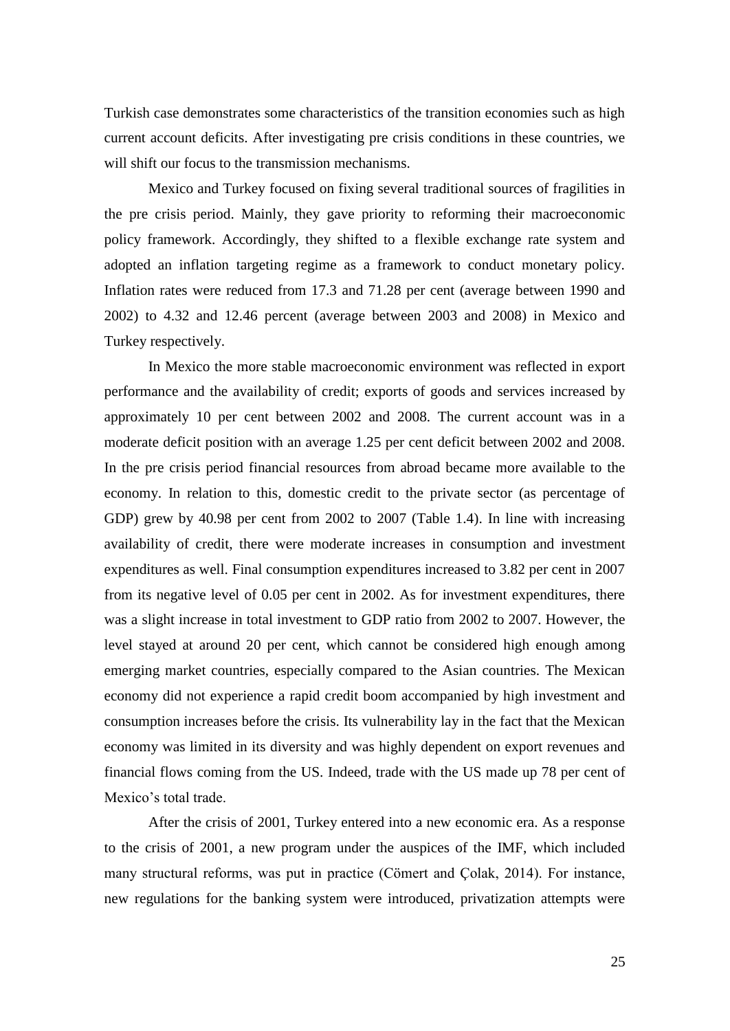Turkish case demonstrates some characteristics of the transition economies such as high current account deficits. After investigating pre crisis conditions in these countries, we will shift our focus to the transmission mechanisms.

Mexico and Turkey focused on fixing several traditional sources of fragilities in the pre crisis period. Mainly, they gave priority to reforming their macroeconomic policy framework. Accordingly, they shifted to a flexible exchange rate system and adopted an inflation targeting regime as a framework to conduct monetary policy. Inflation rates were reduced from 17.3 and 71.28 per cent (average between 1990 and 2002) to 4.32 and 12.46 percent (average between 2003 and 2008) in Mexico and Turkey respectively.

In Mexico the more stable macroeconomic environment was reflected in export performance and the availability of credit; exports of goods and services increased by approximately 10 per cent between 2002 and 2008. The current account was in a moderate deficit position with an average 1.25 per cent deficit between 2002 and 2008. In the pre crisis period financial resources from abroad became more available to the economy. In relation to this, domestic credit to the private sector (as percentage of GDP) grew by 40.98 per cent from 2002 to 2007 (Table 1.4). In line with increasing availability of credit, there were moderate increases in consumption and investment expenditures as well. Final consumption expenditures increased to 3.82 per cent in 2007 from its negative level of 0.05 per cent in 2002. As for investment expenditures, there was a slight increase in total investment to GDP ratio from 2002 to 2007. However, the level stayed at around 20 per cent, which cannot be considered high enough among emerging market countries, especially compared to the Asian countries. The Mexican economy did not experience a rapid credit boom accompanied by high investment and consumption increases before the crisis. Its vulnerability lay in the fact that the Mexican economy was limited in its diversity and was highly dependent on export revenues and financial flows coming from the US. Indeed, trade with the US made up 78 per cent of Mexico's total trade.

After the crisis of 2001, Turkey entered into a new economic era. As a response to the crisis of 2001, a new program under the auspices of the IMF, which included many structural reforms, was put in practice (Cömert and Çolak, 2014). For instance, new regulations for the banking system were introduced, privatization attempts were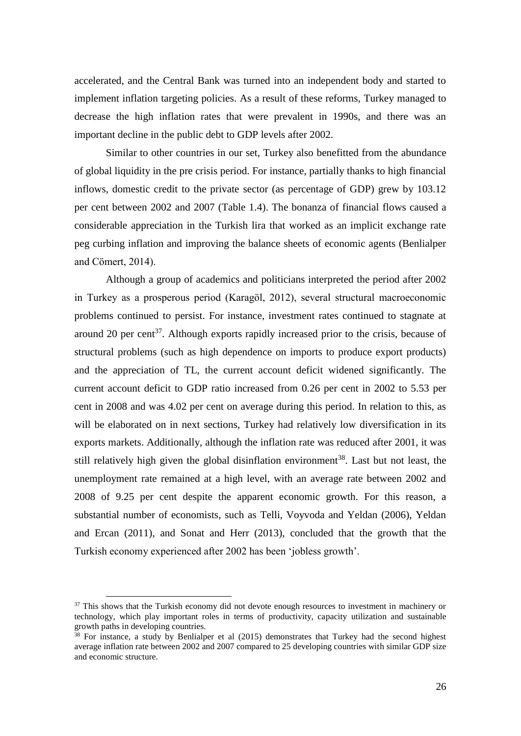accelerated, and the Central Bank was turned into an independent body and started to implement inflation targeting policies. As a result of these reforms, Turkey managed to decrease the high inflation rates that were prevalent in 1990s, and there was an important decline in the public debt to GDP levels after 2002.

Similar to other countries in our set, Turkey also benefitted from the abundance of global liquidity in the pre crisis period. For instance, partially thanks to high financial inflows, domestic credit to the private sector (as percentage of GDP) grew by 103.12 per cent between 2002 and 2007 (Table 1.4). The bonanza of financial flows caused a considerable appreciation in the Turkish lira that worked as an implicit exchange rate peg curbing inflation and improving the balance sheets of economic agents (Benlialper and Cömert, 2014).

Although a group of academics and politicians interpreted the period after 2002 in Turkey as a prosperous period (Karagöl, 2012), several structural macroeconomic problems continued to persist. For instance, investment rates continued to stagnate at around 20 per cent[37]. Although exports rapidly increased prior to the crisis, because of structural problems (such as high dependence on imports to produce export products) and the appreciation of TL, the current account deficit widened significantly. The current account deficit to GDP ratio increased from 0.26 per cent in 2002 to 5.53 per cent in 2008 and was 4.02 per cent on average during this period. In relation to this, as will be elaborated on in next sections, Turkey had relatively low diversification in its exports markets. Additionally, although the inflation rate was reduced after 2001, it was still relatively high given the global disinflation environment[38]. Last but not least, the unemployment rate remained at a high level, with an average rate between 2002 and 2008 of 9.25 per cent despite the apparent economic growth. For this reason, a substantial number of economists, such as Telli, Voyvoda and Yeldan (2006), Yeldan and Ercan (2011), and Sonat and Herr (2013), concluded that the growth that the Turkish economy experienced after 2002 has been 'jobless growth'.

[37] This shows that the Turkish economy did not devote enough resources to investment in machinery or technology, which play important roles in terms of productivity, capacity utilization and sustainable growth paths in developing countries.

[38] For instance, a study by Benlialper et al (2015) demonstrates that Turkey had the second highest average inflation rate between 2002 and 2007 compared to 25 developing countries with similar GDP size and economic structure.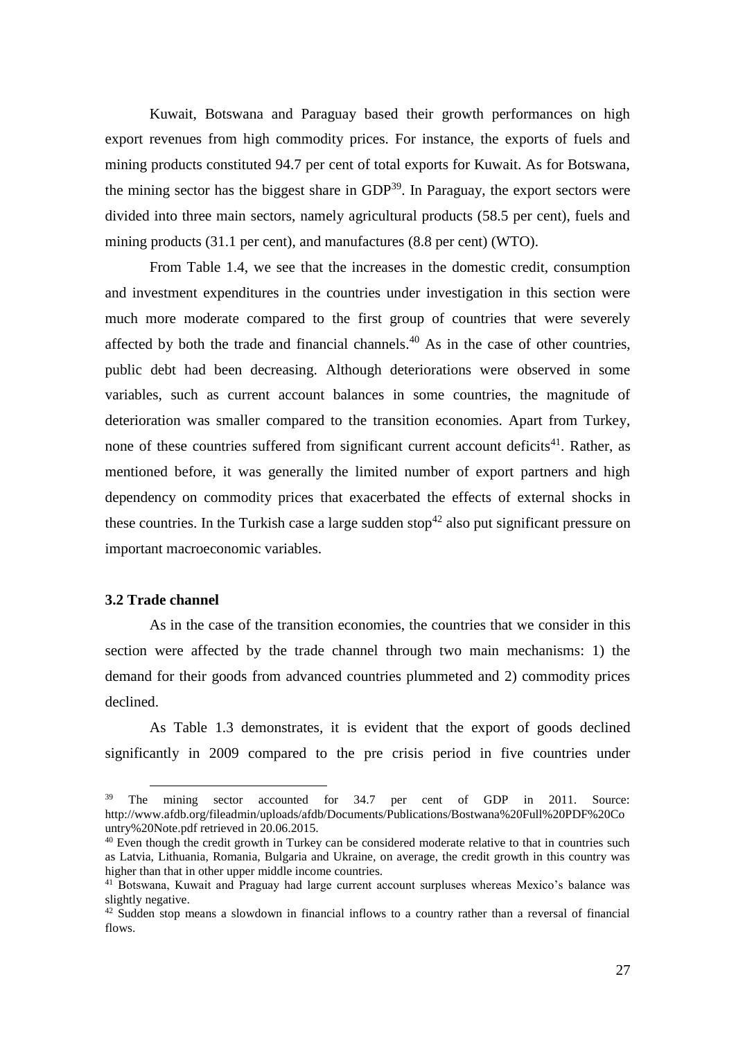Kuwait, Botswana and Paraguay based their growth performances on high export revenues from high commodity prices. For instance, the exports of fuels and mining products constituted 94.7 per cent of total exports for Kuwait. As for Botswana, the mining sector has the biggest share in GDP[39]. In Paraguay, the export sectors were divided into three main sectors, namely agricultural products (58.5 per cent), fuels and mining products (31.1 per cent), and manufactures (8.8 per cent) (WTO).

From Table 1.4, we see that the increases in the domestic credit, consumption and investment expenditures in the countries under investigation in this section were much more moderate compared to the first group of countries that were severely affected by both the trade and financial channels.[40] As in the case of other countries, public debt had been decreasing. Although deteriorations were observed in some variables, such as current account balances in some countries, the magnitude of deterioration was smaller compared to the transition economies. Apart from Turkey, none of these countries suffered from significant current account deficits[41]. Rather, as mentioned before, it was generally the limited number of export partners and high dependency on commodity prices that exacerbated the effects of external shocks in these countries. In the Turkish case a large sudden stop[42] also put significant pressure on important macroeconomic variables.

### 3.2 Trade channel

As in the case of the transition economies, the countries that we consider in this section were affected by the trade channel through two main mechanisms: 1) the demand for their goods from advanced countries plummeted and 2) commodity prices declined.

As Table 1.3 demonstrates, it is evident that the export of goods declined significantly in 2009 compared to the pre crisis period in five countries under

---

[39] The mining sector accounted for 34.7 per cent of GDP in 2011. Source: http://www.afdb.org/fileadmin/uploads/afdb/Documents/Publications/Bostwana%20Full%20PDF%20Country%20Note.pdf retrieved in 20.06.2015.

[40] Even though the credit growth in Turkey can be considered moderate relative to that in countries such as Latvia, Lithuania, Romania, Bulgaria and Ukraine, on average, the credit growth in this country was higher than that in other upper middle income countries.

[41] Botswana, Kuwait and Praguay had large current account surpluses whereas Mexico's balance was slightly negative.

[42] Sudden stop means a slowdown in financial inflows to a country rather than a reversal of financial flows.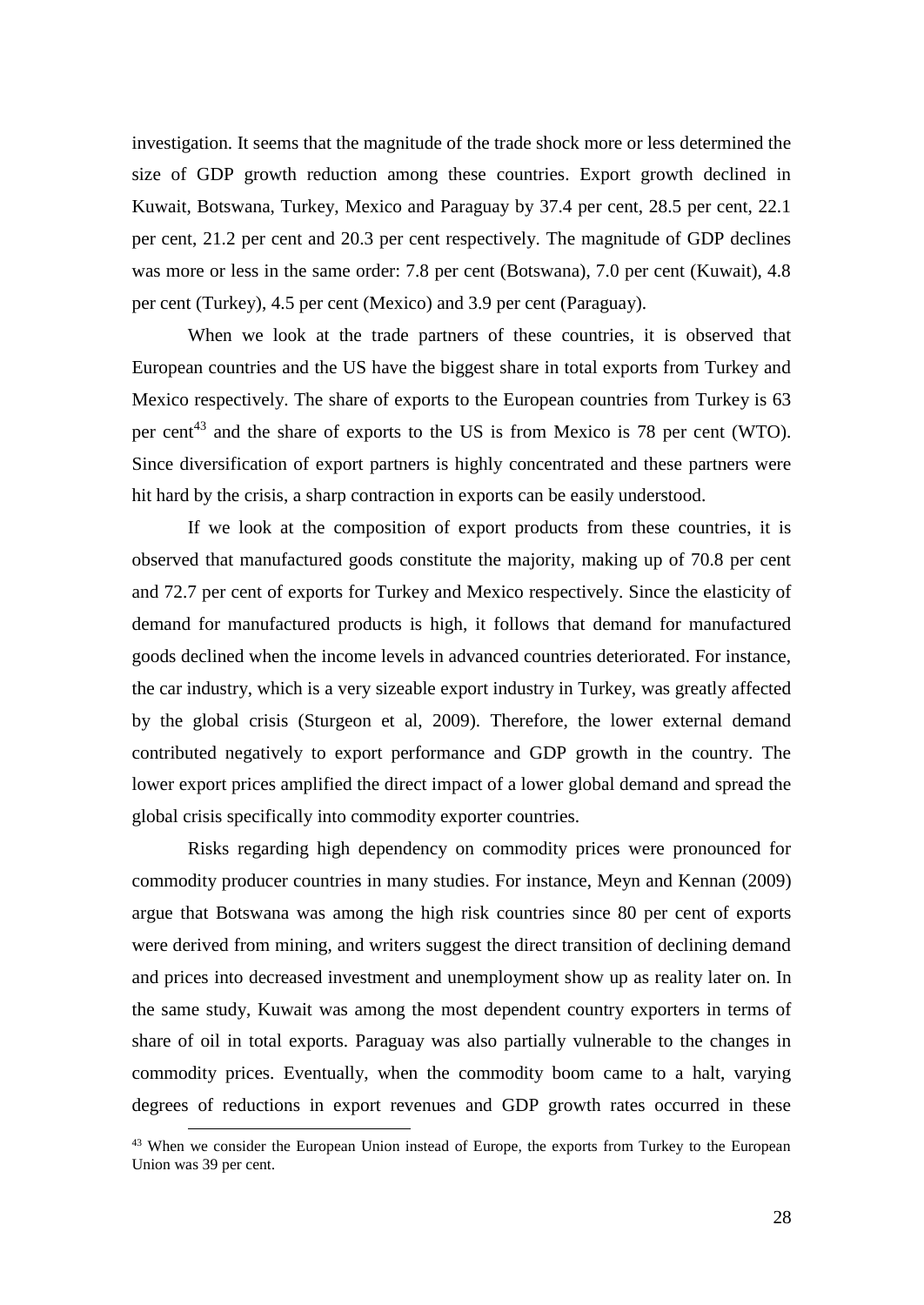investigation. It seems that the magnitude of the trade shock more or less determined the size of GDP growth reduction among these countries. Export growth declined in Kuwait, Botswana, Turkey, Mexico and Paraguay by 37.4 per cent, 28.5 per cent, 22.1 per cent, 21.2 per cent and 20.3 per cent respectively. The magnitude of GDP declines was more or less in the same order: 7.8 per cent (Botswana), 7.0 per cent (Kuwait), 4.8 per cent (Turkey), 4.5 per cent (Mexico) and 3.9 per cent (Paraguay).

When we look at the trade partners of these countries, it is observed that European countries and the US have the biggest share in total exports from Turkey and Mexico respectively. The share of exports to the European countries from Turkey is 63 per cent[43] and the share of exports to the US is from Mexico is 78 per cent (WTO). Since diversification of export partners is highly concentrated and these partners were hit hard by the crisis, a sharp contraction in exports can be easily understood.

If we look at the composition of export products from these countries, it is observed that manufactured goods constitute the majority, making up of 70.8 per cent and 72.7 per cent of exports for Turkey and Mexico respectively. Since the elasticity of demand for manufactured products is high, it follows that demand for manufactured goods declined when the income levels in advanced countries deteriorated. For instance, the car industry, which is a very sizeable export industry in Turkey, was greatly affected by the global crisis (Sturgeon et al, 2009). Therefore, the lower external demand contributed negatively to export performance and GDP growth in the country. The lower export prices amplified the direct impact of a lower global demand and spread the global crisis specifically into commodity exporter countries.

Risks regarding high dependency on commodity prices were pronounced for commodity producer countries in many studies. For instance, Meyn and Kennan (2009) argue that Botswana was among the high risk countries since 80 per cent of exports were derived from mining, and writers suggest the direct transition of declining demand and prices into decreased investment and unemployment show up as reality later on. In the same study, Kuwait was among the most dependent country exporters in terms of share of oil in total exports. Paraguay was also partially vulnerable to the changes in commodity prices. Eventually, when the commodity boom came to a halt, varying degrees of reductions in export revenues and GDP growth rates occurred in these

[43] When we consider the European Union instead of Europe, the exports from Turkey to the European Union was 39 per cent.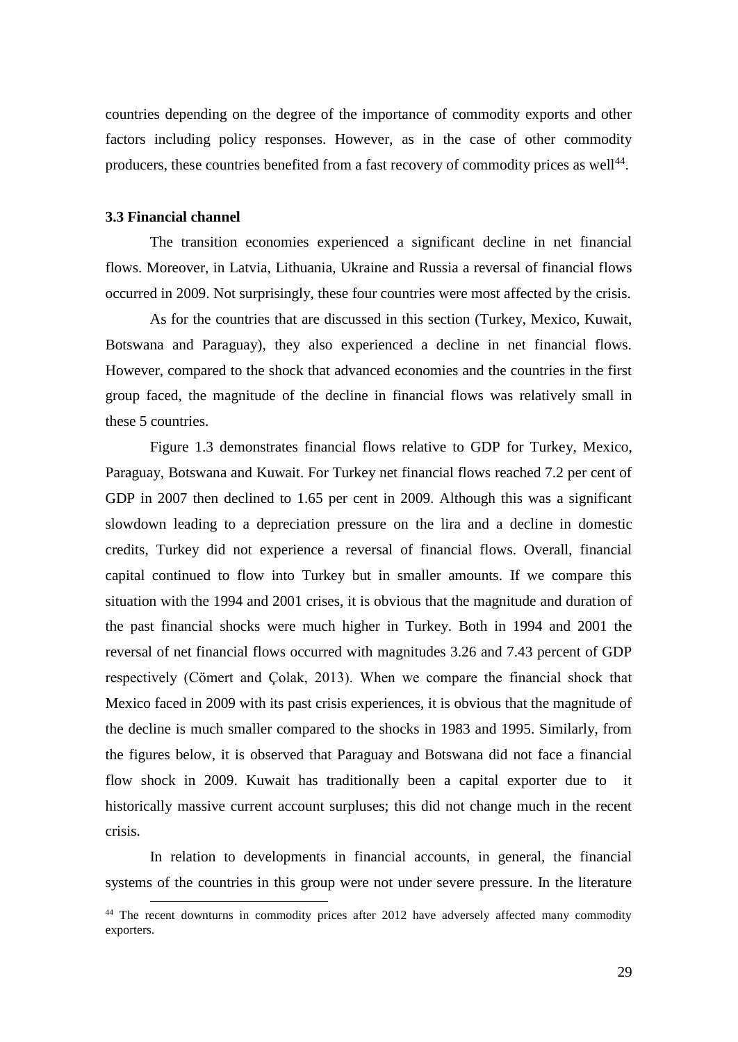countries depending on the degree of the importance of commodity exports and other factors including policy responses. However, as in the case of other commodity producers, these countries benefited from a fast recovery of commodity prices as well[44].

### 3.3 Financial channel

The transition economies experienced a significant decline in net financial flows. Moreover, in Latvia, Lithuania, Ukraine and Russia a reversal of financial flows occurred in 2009. Not surprisingly, these four countries were most affected by the crisis.

As for the countries that are discussed in this section (Turkey, Mexico, Kuwait, Botswana and Paraguay), they also experienced a decline in net financial flows. However, compared to the shock that advanced economies and the countries in the first group faced, the magnitude of the decline in financial flows was relatively small in these 5 countries.

Figure 1.3 demonstrates financial flows relative to GDP for Turkey, Mexico, Paraguay, Botswana and Kuwait. For Turkey net financial flows reached 7.2 per cent of GDP in 2007 then declined to 1.65 per cent in 2009. Although this was a significant slowdown leading to a depreciation pressure on the lira and a decline in domestic credits, Turkey did not experience a reversal of financial flows. Overall, financial capital continued to flow into Turkey but in smaller amounts. If we compare this situation with the 1994 and 2001 crises, it is obvious that the magnitude and duration of the past financial shocks were much higher in Turkey. Both in 1994 and 2001 the reversal of net financial flows occurred with magnitudes 3.26 and 7.43 percent of GDP respectively (Cömert and Çolak, 2013). When we compare the financial shock that Mexico faced in 2009 with its past crisis experiences, it is obvious that the magnitude of the decline is much smaller compared to the shocks in 1983 and 1995. Similarly, from the figures below, it is observed that Paraguay and Botswana did not face a financial flow shock in 2009. Kuwait has traditionally been a capital exporter due to it historically massive current account surpluses; this did not change much in the recent crisis.

In relation to developments in financial accounts, in general, the financial systems of the countries in this group were not under severe pressure. In the literature

---

[44] The recent downturns in commodity prices after 2012 have adversely affected many commodity exporters.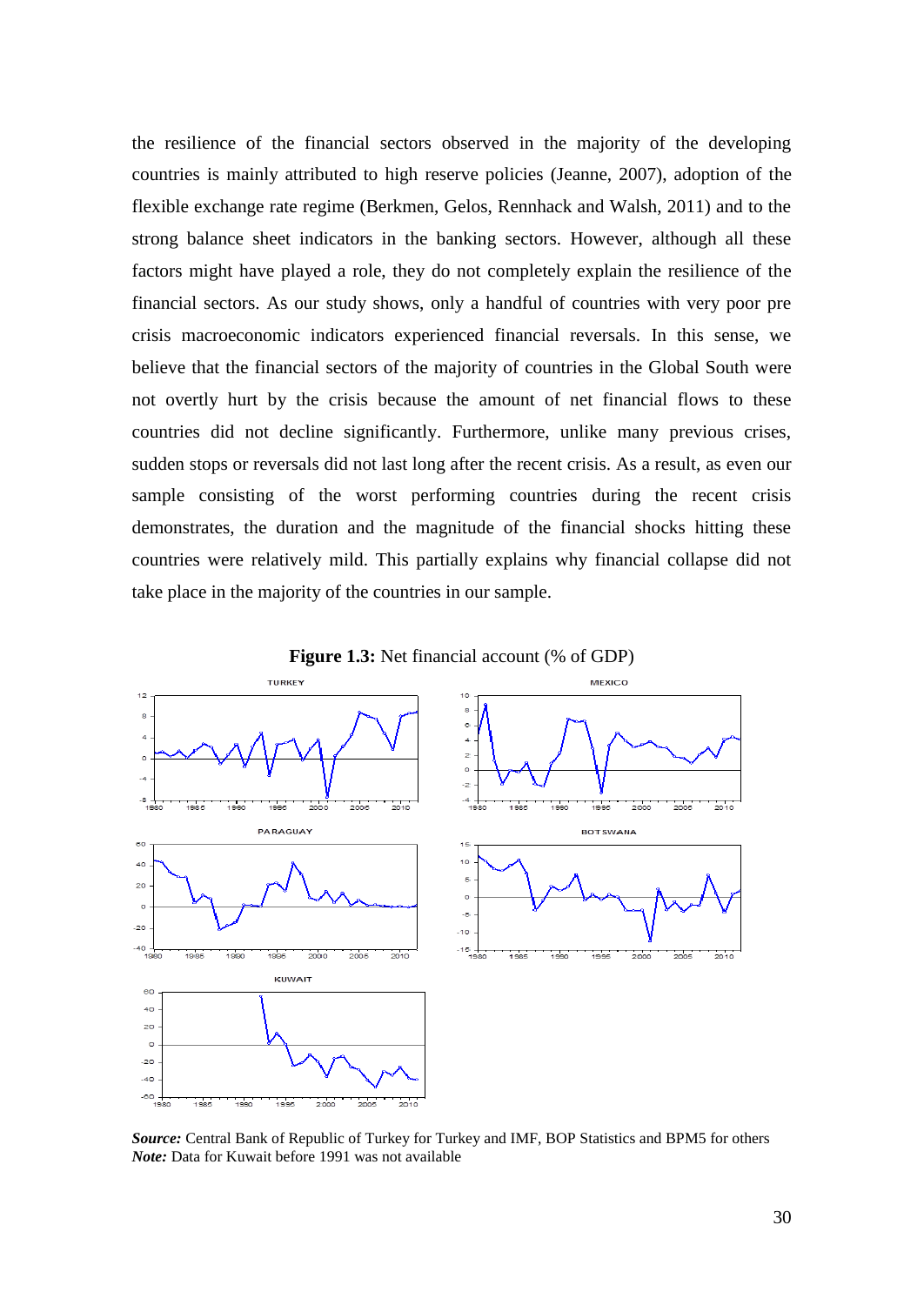the resilience of the financial sectors observed in the majority of the developing countries is mainly attributed to high reserve policies (Jeanne, 2007), adoption of the flexible exchange rate regime (Berkmen, Gelos, Rennhack and Walsh, 2011) and to the strong balance sheet indicators in the banking sectors. However, although all these factors might have played a role, they do not completely explain the resilience of the financial sectors. As our study shows, only a handful of countries with very poor pre crisis macroeconomic indicators experienced financial reversals. In this sense, we believe that the financial sectors of the majority of countries in the Global South were not overtly hurt by the crisis because the amount of net financial flows to these countries did not decline significantly. Furthermore, unlike many previous crises, sudden stops or reversals did not last long after the recent crisis. As a result, as even our sample consisting of the worst performing countries during the recent crisis demonstrates, the duration and the magnitude of the financial shocks hitting these countries were relatively mild. This partially explains why financial collapse did not take place in the majority of the countries in our sample.

**Figure 1.3:** Net financial account (% of GDP)

***Source:*** Central Bank of Republic of Turkey for Turkey and IMF, BOP Statistics and BPM5 for others
***Note:*** Data for Kuwait before 1991 was not available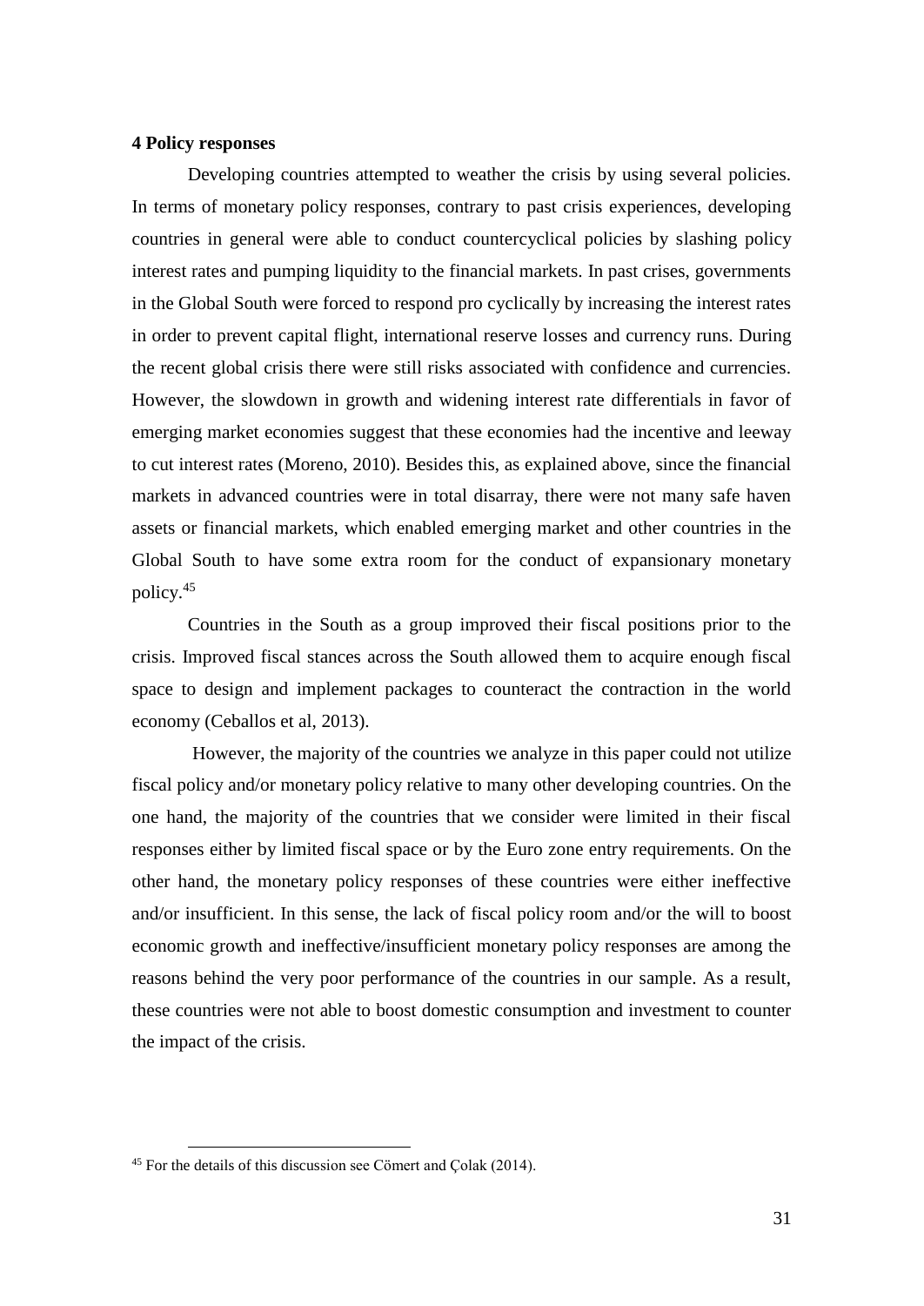**4 Policy responses**

Developing countries attempted to weather the crisis by using several policies. In terms of monetary policy responses, contrary to past crisis experiences, developing countries in general were able to conduct countercyclical policies by slashing policy interest rates and pumping liquidity to the financial markets. In past crises, governments in the Global South were forced to respond pro cyclically by increasing the interest rates in order to prevent capital flight, international reserve losses and currency runs. During the recent global crisis there were still risks associated with confidence and currencies. However, the slowdown in growth and widening interest rate differentials in favor of emerging market economies suggest that these economies had the incentive and leeway to cut interest rates (Moreno, 2010). Besides this, as explained above, since the financial markets in advanced countries were in total disarray, there were not many safe haven assets or financial markets, which enabled emerging market and other countries in the Global South to have some extra room for the conduct of expansionary monetary policy.[45]

Countries in the South as a group improved their fiscal positions prior to the crisis. Improved fiscal stances across the South allowed them to acquire enough fiscal space to design and implement packages to counteract the contraction in the world economy (Ceballos et al, 2013).

However, the majority of the countries we analyze in this paper could not utilize fiscal policy and/or monetary policy relative to many other developing countries. On the one hand, the majority of the countries that we consider were limited in their fiscal responses either by limited fiscal space or by the Euro zone entry requirements. On the other hand, the monetary policy responses of these countries were either ineffective and/or insufficient. In this sense, the lack of fiscal policy room and/or the will to boost economic growth and ineffective/insufficient monetary policy responses are among the reasons behind the very poor performance of the countries in our sample. As a result, these countries were not able to boost domestic consumption and investment to counter the impact of the crisis.

---

[45] For the details of this discussion see Cömert and Çolak (2014).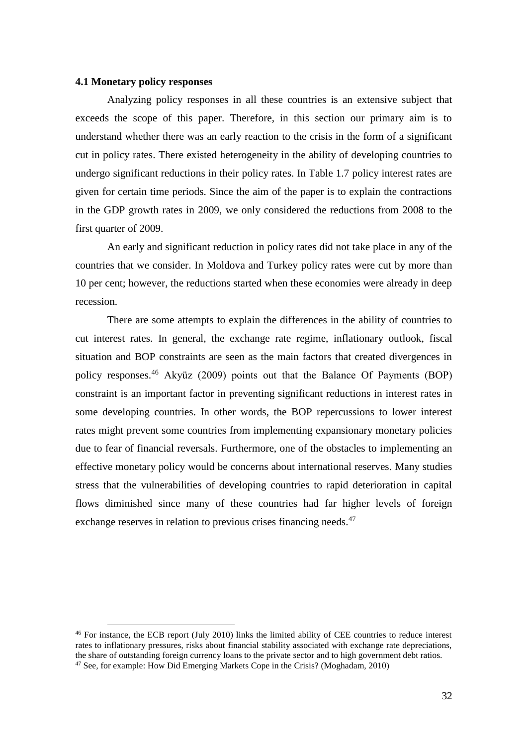### 4.1 Monetary policy responses

Analyzing policy responses in all these countries is an extensive subject that exceeds the scope of this paper. Therefore, in this section our primary aim is to understand whether there was an early reaction to the crisis in the form of a significant cut in policy rates. There existed heterogeneity in the ability of developing countries to undergo significant reductions in their policy rates. In Table 1.7 policy interest rates are given for certain time periods. Since the aim of the paper is to explain the contractions in the GDP growth rates in 2009, we only considered the reductions from 2008 to the first quarter of 2009.

An early and significant reduction in policy rates did not take place in any of the countries that we consider. In Moldova and Turkey policy rates were cut by more than 10 per cent; however, the reductions started when these economies were already in deep recession.

There are some attempts to explain the differences in the ability of countries to cut interest rates. In general, the exchange rate regime, inflationary outlook, fiscal situation and BOP constraints are seen as the main factors that created divergences in policy responses.[46] Akyüz (2009) points out that the Balance Of Payments (BOP) constraint is an important factor in preventing significant reductions in interest rates in some developing countries. In other words, the BOP repercussions to lower interest rates might prevent some countries from implementing expansionary monetary policies due to fear of financial reversals. Furthermore, one of the obstacles to implementing an effective monetary policy would be concerns about international reserves. Many studies stress that the vulnerabilities of developing countries to rapid deterioration in capital flows diminished since many of these countries had far higher levels of foreign exchange reserves in relation to previous crises financing needs.[47]

---

[46] For instance, the ECB report (July 2010) links the limited ability of CEE countries to reduce interest rates to inflationary pressures, risks about financial stability associated with exchange rate depreciations, the share of outstanding foreign currency loans to the private sector and to high government debt ratios.

[47] See, for example: How Did Emerging Markets Cope in the Crisis? (Moghadam, 2010)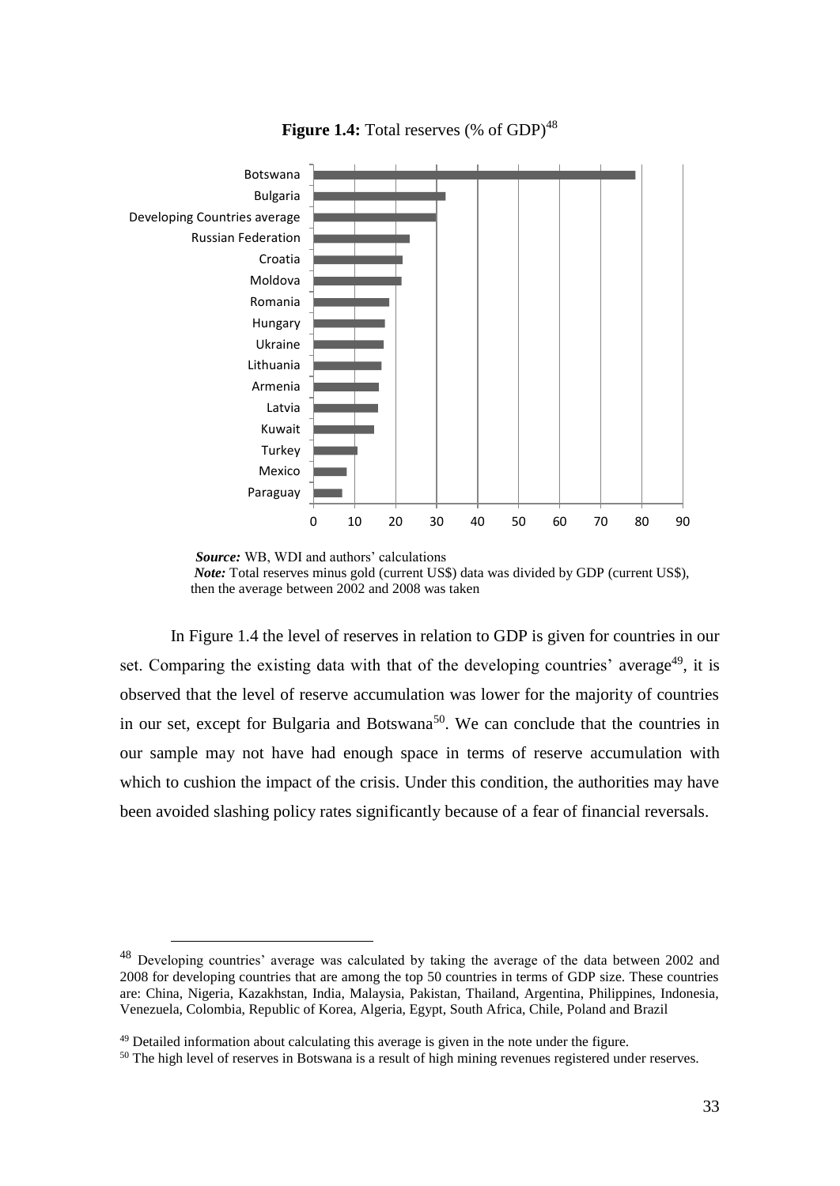**Figure 1.4:** Total reserves (% of GDP)[48]

*Source:* WB, WDI and authors' calculations
*Note:* Total reserves minus gold (current US$) data was divided by GDP (current US$), then the average between 2002 and 2008 was taken

In Figure 1.4 the level of reserves in relation to GDP is given for countries in our set. Comparing the existing data with that of the developing countries' average[49], it is observed that the level of reserve accumulation was lower for the majority of countries in our set, except for Bulgaria and Botswana[50]. We can conclude that the countries in our sample may not have had enough space in terms of reserve accumulation with which to cushion the impact of the crisis. Under this condition, the authorities may have been avoided slashing policy rates significantly because of a fear of financial reversals.

---

[48] Developing countries' average was calculated by taking the average of the data between 2002 and 2008 for developing countries that are among the top 50 countries in terms of GDP size. These countries are: China, Nigeria, Kazakhstan, India, Malaysia, Pakistan, Thailand, Argentina, Philippines, Indonesia, Venezuela, Colombia, Republic of Korea, Algeria, Egypt, South Africa, Chile, Poland and Brazil

[49] Detailed information about calculating this average is given in the note under the figure.

[50] The high level of reserves in Botswana is a result of high mining revenues registered under reserves.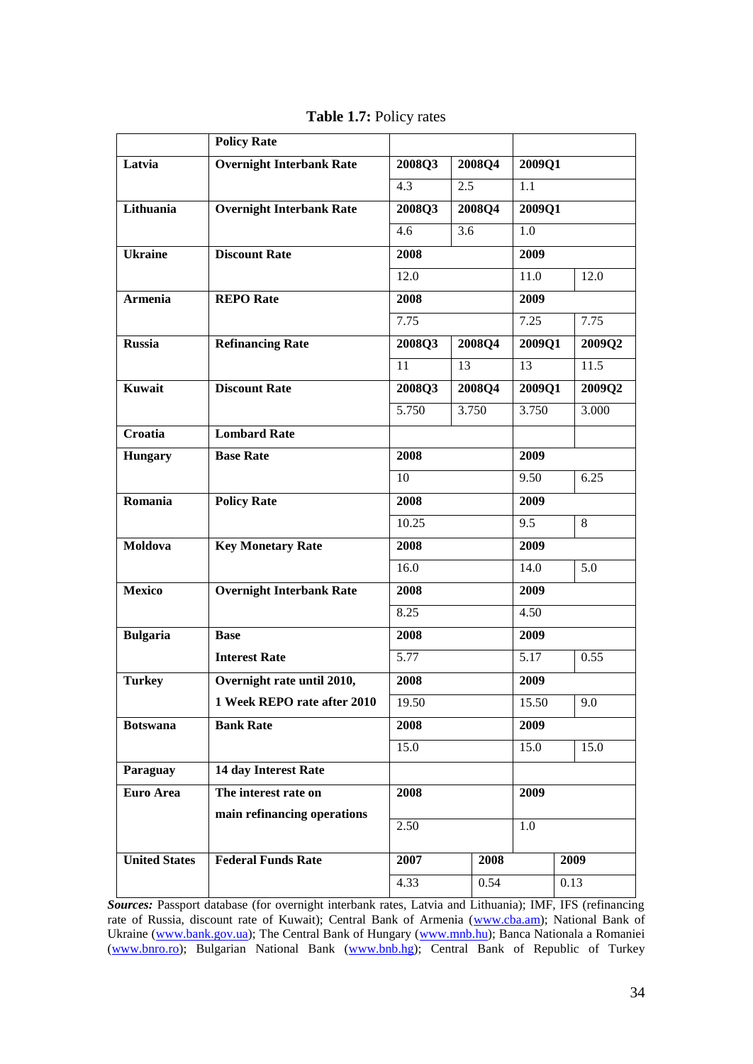**Table 1.7:** Policy rates

| | Policy Rate | | | | |
|---|---|---|---|---|---|
| **Latvia** | **Overnight Interbank Rate** | **2008Q3** | **2008Q4** | **2009Q1** | |
| | | 4.3 | 2.5 | 1.1 | |
| **Lithuania** | **Overnight Interbank Rate** | **2008Q3** | **2008Q4** | **2009Q1** | |
| | | 4.6 | 3.6 | 1.0 | |
| **Ukraine** | **Discount Rate** | **2008** | | **2009** | |
| | | 12.0 | | 11.0 | 12.0 |
| **Armenia** | **REPO Rate** | **2008** | | **2009** | |
| | | 7.75 | | 7.25 | 7.75 |
| **Russia** | **Refinancing Rate** | **2008Q3** | **2008Q4** | **2009Q1** | **2009Q2** |
| | | 11 | 13 | 13 | 11.5 |
| **Kuwait** | **Discount Rate** | **2008Q3** | **2008Q4** | **2009Q1** | **2009Q2** |
| | | 5.750 | 3.750 | 3.750 | 3.000 |
| **Croatia** | **Lombard Rate** | | | | |
| **Hungary** | **Base Rate** | **2008** | | **2009** | |
| | | 10 | | 9.50 | 6.25 |
| **Romania** | **Policy Rate** | **2008** | | **2009** | |
| | | 10.25 | | 9.5 | 8 |
| **Moldova** | **Key Monetary Rate** | **2008** | | **2009** | |
| | | 16.0 | | 14.0 | 5.0 |
| **Mexico** | **Overnight Interbank Rate** | **2008** | | **2009** | |
| | | 8.25 | | 4.50 | |
| **Bulgaria** | **Base Interest Rate** | **2008** | | **2009** | |
| | | 5.77 | | 5.17 | 0.55 |
| **Turkey** | **Overnight rate until 2010, 1 Week REPO rate after 2010** | **2008** | | **2009** | |
| | | 19.50 | | 15.50 | 9.0 |
| **Botswana** | **Bank Rate** | **2008** | | **2009** | |
| | | 15.0 | | 15.0 | 15.0 |
| **Paraguay** | **14 day Interest Rate** | | | | |
| **Euro Area** | **The interest rate on main refinancing operations** | **2008** | | **2009** | |
| | | 2.50 | | 1.0 | |
| **United States** | **Federal Funds Rate** | **2007** | **2008** | | **2009** |
| | | 4.33 | 0.54 | | 0.13 |

***Sources:*** Passport database (for overnight interbank rates, Latvia and Lithuania); IMF, IFS (refinancing rate of Russia, discount rate of Kuwait); Central Bank of Armenia (www.cba.am); National Bank of Ukraine (www.bank.gov.ua); The Central Bank of Hungary (www.mnb.hu); Banca Nationala a Romaniei (www.bnro.ro); Bulgarian National Bank (www.bnb.hg); Central Bank of Republic of Turkey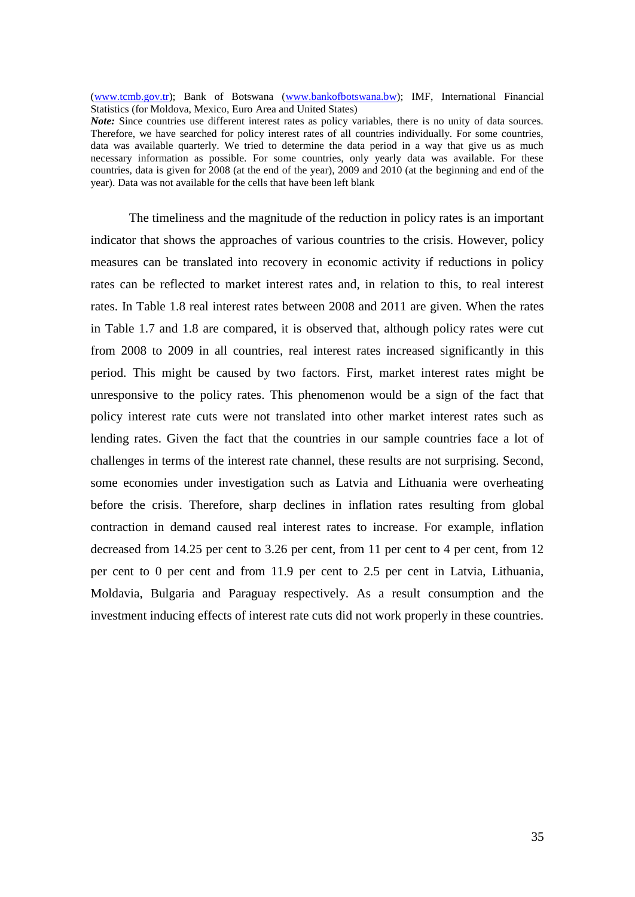(www.tcmb.gov.tr); Bank of Botswana (www.bankofbotswana.bw); IMF, International Financial Statistics (for Moldova, Mexico, Euro Area and United States)

***Note:*** Since countries use different interest rates as policy variables, there is no unity of data sources. Therefore, we have searched for policy interest rates of all countries individually. For some countries, data was available quarterly. We tried to determine the data period in a way that give us as much necessary information as possible. For some countries, only yearly data was available. For these countries, data is given for 2008 (at the end of the year), 2009 and 2010 (at the beginning and end of the year). Data was not available for the cells that have been left blank

The timeliness and the magnitude of the reduction in policy rates is an important indicator that shows the approaches of various countries to the crisis. However, policy measures can be translated into recovery in economic activity if reductions in policy rates can be reflected to market interest rates and, in relation to this, to real interest rates. In Table 1.8 real interest rates between 2008 and 2011 are given. When the rates in Table 1.7 and 1.8 are compared, it is observed that, although policy rates were cut from 2008 to 2009 in all countries, real interest rates increased significantly in this period. This might be caused by two factors. First, market interest rates might be unresponsive to the policy rates. This phenomenon would be a sign of the fact that policy interest rate cuts were not translated into other market interest rates such as lending rates. Given the fact that the countries in our sample countries face a lot of challenges in terms of the interest rate channel, these results are not surprising. Second, some economies under investigation such as Latvia and Lithuania were overheating before the crisis. Therefore, sharp declines in inflation rates resulting from global contraction in demand caused real interest rates to increase. For example, inflation decreased from 14.25 per cent to 3.26 per cent, from 11 per cent to 4 per cent, from 12 per cent to 0 per cent and from 11.9 per cent to 2.5 per cent in Latvia, Lithuania, Moldavia, Bulgaria and Paraguay respectively. As a result consumption and the investment inducing effects of interest rate cuts did not work properly in these countries.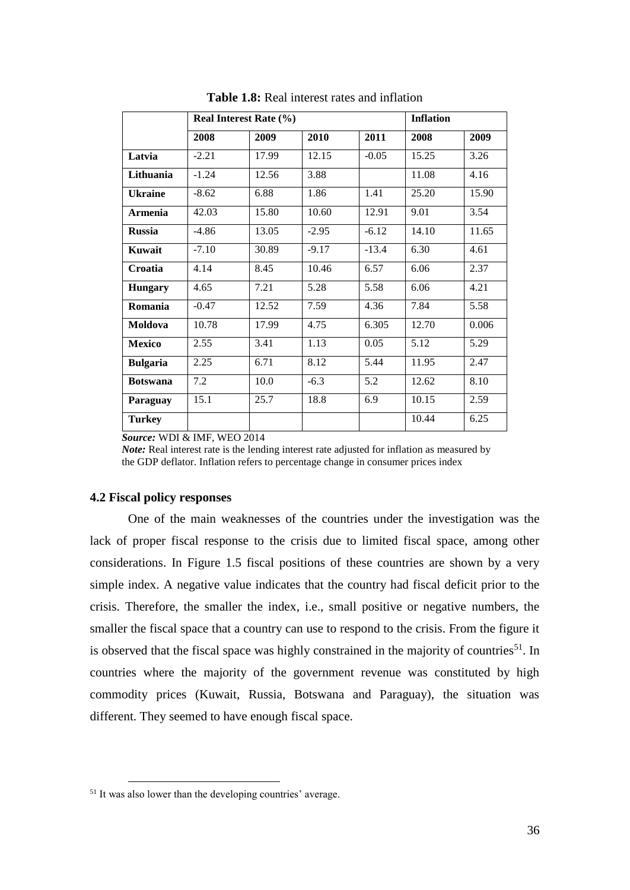**Table 1.8:** Real interest rates and inflation

| | Real Interest Rate (%) | | | | Inflation | |
|---|---|---|---|---|---|---|
| | **2008** | **2009** | **2010** | **2011** | **2008** | **2009** |
| **Latvia** | -2.21 | 17.99 | 12.15 | -0.05 | 15.25 | 3.26 |
| **Lithuania** | -1.24 | 12.56 | 3.88 | | 11.08 | 4.16 |
| **Ukraine** | -8.62 | 6.88 | 1.86 | 1.41 | 25.20 | 15.90 |
| **Armenia** | 42.03 | 15.80 | 10.60 | 12.91 | 9.01 | 3.54 |
| **Russia** | -4.86 | 13.05 | -2.95 | -6.12 | 14.10 | 11.65 |
| **Kuwait** | -7.10 | 30.89 | -9.17 | -13.4 | 6.30 | 4.61 |
| **Croatia** | 4.14 | 8.45 | 10.46 | 6.57 | 6.06 | 2.37 |
| **Hungary** | 4.65 | 7.21 | 5.28 | 5.58 | 6.06 | 4.21 |
| **Romania** | -0.47 | 12.52 | 7.59 | 4.36 | 7.84 | 5.58 |
| **Moldova** | 10.78 | 17.99 | 4.75 | 6.305 | 12.70 | 0.006 |
| **Mexico** | 2.55 | 3.41 | 1.13 | 0.05 | 5.12 | 5.29 |
| **Bulgaria** | 2.25 | 6.71 | 8.12 | 5.44 | 11.95 | 2.47 |
| **Botswana** | 7.2 | 10.0 | -6.3 | 5.2 | 12.62 | 8.10 |
| **Paraguay** | 15.1 | 25.7 | 18.8 | 6.9 | 10.15 | 2.59 |
| **Turkey** | | | | | 10.44 | 6.25 |

***Source:*** WDI & IMF, WEO 2014

***Note:*** Real interest rate is the lending interest rate adjusted for inflation as measured by the GDP deflator. Inflation refers to percentage change in consumer prices index

### 4.2 Fiscal policy responses

One of the main weaknesses of the countries under the investigation was the lack of proper fiscal response to the crisis due to limited fiscal space, among other considerations. In Figure 1.5 fiscal positions of these countries are shown by a very simple index. A negative value indicates that the country had fiscal deficit prior to the crisis. Therefore, the smaller the index, i.e., small positive or negative numbers, the smaller the fiscal space that a country can use to respond to the crisis. From the figure it is observed that the fiscal space was highly constrained in the majority of countries[51]. In countries where the majority of the government revenue was constituted by high commodity prices (Kuwait, Russia, Botswana and Paraguay), the situation was different. They seemed to have enough fiscal space.

[51] It was also lower than the developing countries' average.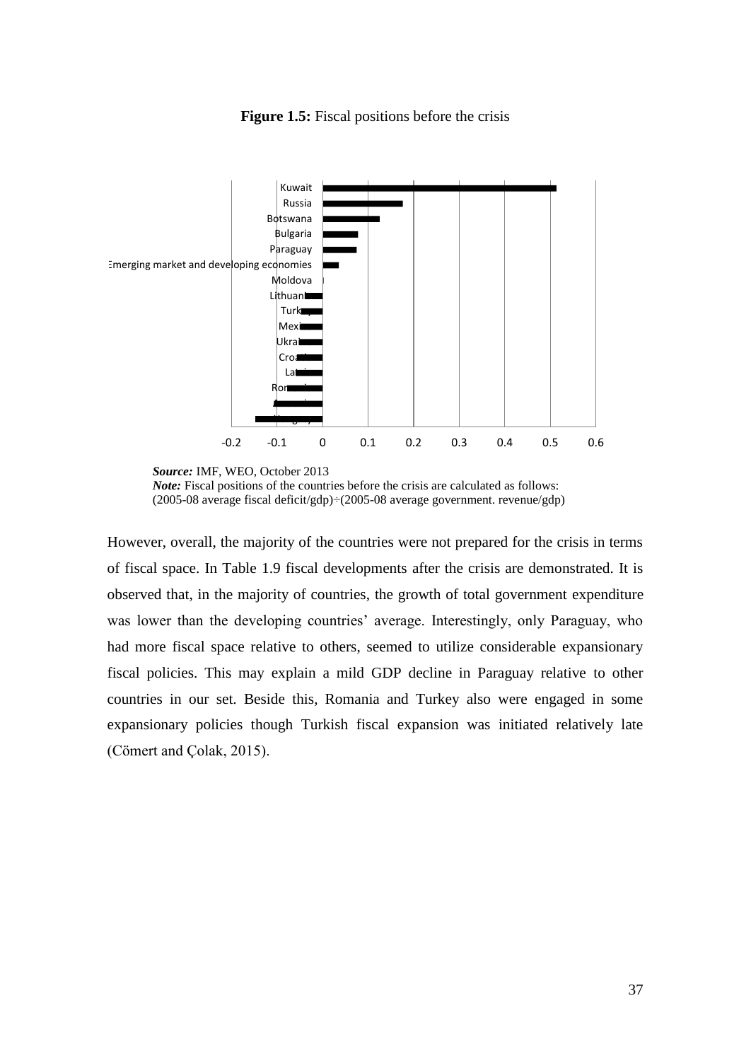**Figure 1.5:** Fiscal positions before the crisis

*Source:* IMF, WEO, October 2013
*Note:* Fiscal positions of the countries before the crisis are calculated as follows: (2005-08 average fiscal deficit/gdp)÷(2005-08 average government. revenue/gdp)

However, overall, the majority of the countries were not prepared for the crisis in terms of fiscal space. In Table 1.9 fiscal developments after the crisis are demonstrated. It is observed that, in the majority of countries, the growth of total government expenditure was lower than the developing countries' average. Interestingly, only Paraguay, who had more fiscal space relative to others, seemed to utilize considerable expansionary fiscal policies. This may explain a mild GDP decline in Paraguay relative to other countries in our set. Beside this, Romania and Turkey also were engaged in some expansionary policies though Turkish fiscal expansion was initiated relatively late (Cömert and Çolak, 2015).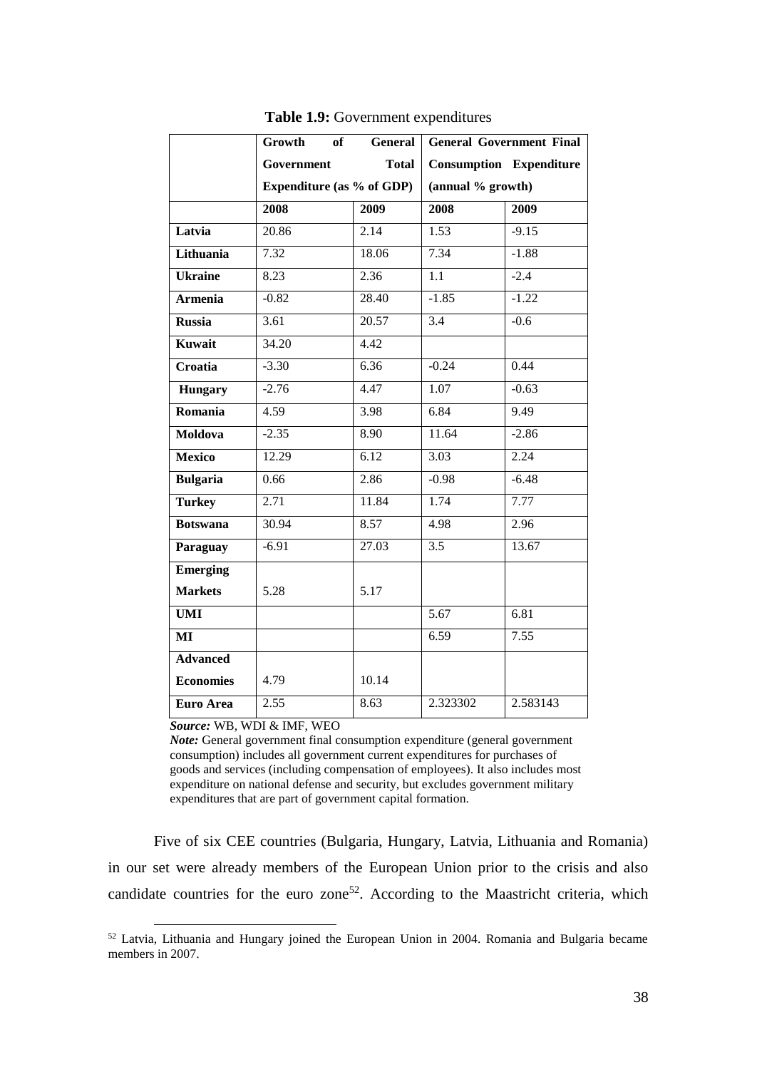**Table 1.9:** Government expenditures

| | Growth of General Government Total Expenditure (as % of GDP) | | General Government Final Consumption Expenditure (annual % growth) | |
|---|---|---|---|---|
| | 2008 | 2009 | 2008 | 2009 |
| **Latvia** | 20.86 | 2.14 | 1.53 | -9.15 |
| **Lithuania** | 7.32 | 18.06 | 7.34 | -1.88 |
| **Ukraine** | 8.23 | 2.36 | 1.1 | -2.4 |
| **Armenia** | -0.82 | 28.40 | -1.85 | -1.22 |
| **Russia** | 3.61 | 20.57 | 3.4 | -0.6 |
| **Kuwait** | 34.20 | 4.42 | | |
| **Croatia** | -3.30 | 6.36 | -0.24 | 0.44 |
| **Hungary** | -2.76 | 4.47 | 1.07 | -0.63 |
| **Romania** | 4.59 | 3.98 | 6.84 | 9.49 |
| **Moldova** | -2.35 | 8.90 | 11.64 | -2.86 |
| **Mexico** | 12.29 | 6.12 | 3.03 | 2.24 |
| **Bulgaria** | 0.66 | 2.86 | -0.98 | -6.48 |
| **Turkey** | 2.71 | 11.84 | 1.74 | 7.77 |
| **Botswana** | 30.94 | 8.57 | 4.98 | 2.96 |
| **Paraguay** | -6.91 | 27.03 | 3.5 | 13.67 |
| **Emerging Markets** | 5.28 | 5.17 | | |
| **UMI** | | | 5.67 | 6.81 |
| **MI** | | | 6.59 | 7.55 |
| **Advanced Economies** | 4.79 | 10.14 | | |
| **Euro Area** | 2.55 | 8.63 | 2.323302 | 2.583143 |

***Source:*** WB, WDI & IMF, WEO

***Note:*** General government final consumption expenditure (general government consumption) includes all government current expenditures for purchases of goods and services (including compensation of employees). It also includes most expenditure on national defense and security, but excludes government military expenditures that are part of government capital formation.

Five of six CEE countries (Bulgaria, Hungary, Latvia, Lithuania and Romania) in our set were already members of the European Union prior to the crisis and also candidate countries for the euro zone[52]. According to the Maastricht criteria, which

[52] Latvia, Lithuania and Hungary joined the European Union in 2004. Romania and Bulgaria became members in 2007.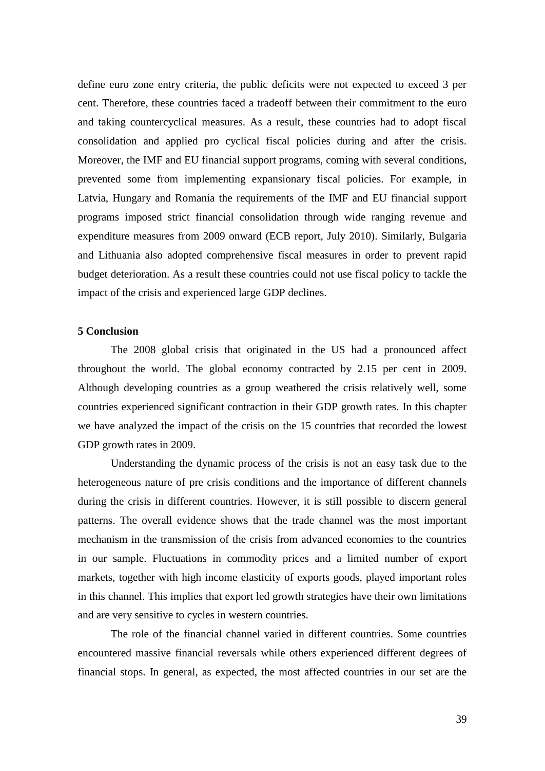define euro zone entry criteria, the public deficits were not expected to exceed 3 per cent. Therefore, these countries faced a tradeoff between their commitment to the euro and taking countercyclical measures. As a result, these countries had to adopt fiscal consolidation and applied pro cyclical fiscal policies during and after the crisis. Moreover, the IMF and EU financial support programs, coming with several conditions, prevented some from implementing expansionary fiscal policies. For example, in Latvia, Hungary and Romania the requirements of the IMF and EU financial support programs imposed strict financial consolidation through wide ranging revenue and expenditure measures from 2009 onward (ECB report, July 2010). Similarly, Bulgaria and Lithuania also adopted comprehensive fiscal measures in order to prevent rapid budget deterioration. As a result these countries could not use fiscal policy to tackle the impact of the crisis and experienced large GDP declines.

## 5 Conclusion

The 2008 global crisis that originated in the US had a pronounced affect throughout the world. The global economy contracted by 2.15 per cent in 2009. Although developing countries as a group weathered the crisis relatively well, some countries experienced significant contraction in their GDP growth rates. In this chapter we have analyzed the impact of the crisis on the 15 countries that recorded the lowest GDP growth rates in 2009.

Understanding the dynamic process of the crisis is not an easy task due to the heterogeneous nature of pre crisis conditions and the importance of different channels during the crisis in different countries. However, it is still possible to discern general patterns. The overall evidence shows that the trade channel was the most important mechanism in the transmission of the crisis from advanced economies to the countries in our sample. Fluctuations in commodity prices and a limited number of export markets, together with high income elasticity of exports goods, played important roles in this channel. This implies that export led growth strategies have their own limitations and are very sensitive to cycles in western countries.

The role of the financial channel varied in different countries. Some countries encountered massive financial reversals while others experienced different degrees of financial stops. In general, as expected, the most affected countries in our set are the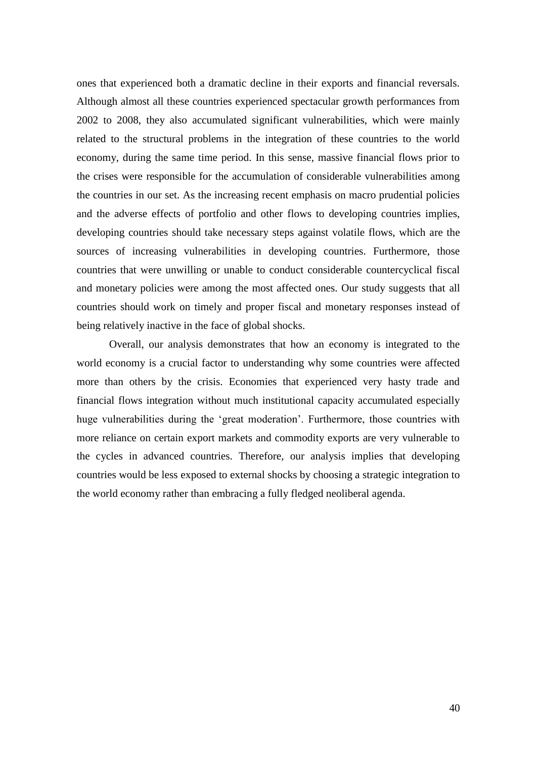ones that experienced both a dramatic decline in their exports and financial reversals. Although almost all these countries experienced spectacular growth performances from 2002 to 2008, they also accumulated significant vulnerabilities, which were mainly related to the structural problems in the integration of these countries to the world economy, during the same time period. In this sense, massive financial flows prior to the crises were responsible for the accumulation of considerable vulnerabilities among the countries in our set. As the increasing recent emphasis on macro prudential policies and the adverse effects of portfolio and other flows to developing countries implies, developing countries should take necessary steps against volatile flows, which are the sources of increasing vulnerabilities in developing countries. Furthermore, those countries that were unwilling or unable to conduct considerable countercyclical fiscal and monetary policies were among the most affected ones. Our study suggests that all countries should work on timely and proper fiscal and monetary responses instead of being relatively inactive in the face of global shocks.

Overall, our analysis demonstrates that how an economy is integrated to the world economy is a crucial factor to understanding why some countries were affected more than others by the crisis. Economies that experienced very hasty trade and financial flows integration without much institutional capacity accumulated especially huge vulnerabilities during the 'great moderation'. Furthermore, those countries with more reliance on certain export markets and commodity exports are very vulnerable to the cycles in advanced countries. Therefore, our analysis implies that developing countries would be less exposed to external shocks by choosing a strategic integration to the world economy rather than embracing a fully fledged neoliberal agenda.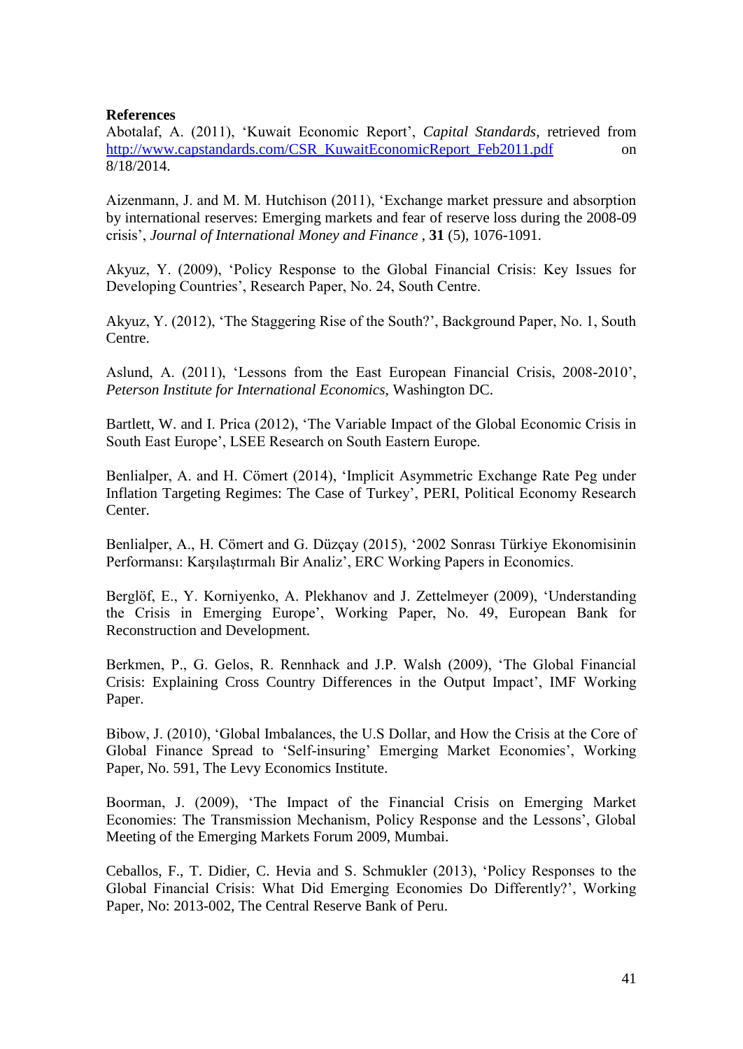**References**

Abotalaf, A. (2011), 'Kuwait Economic Report', *Capital Standards*, retrieved from [http://www.capstandards.com/CSR_KuwaitEconomicReport_Feb2011.pdf](http://www.capstandards.com/CSR_KuwaitEconomicReport_Feb2011.pdf) on 8/18/2014.

Aizenmann, J. and M. M. Hutchison (2011), 'Exchange market pressure and absorption by international reserves: Emerging markets and fear of reserve loss during the 2008-09 crisis', *Journal of International Money and Finance* , **31** (5), 1076-1091.

Akyuz, Y. (2009), 'Policy Response to the Global Financial Crisis: Key Issues for Developing Countries', Research Paper, No. 24, South Centre.

Akyuz, Y. (2012), 'The Staggering Rise of the South?', Background Paper, No. 1, South Centre.

Aslund, A. (2011), 'Lessons from the East European Financial Crisis, 2008-2010', *Peterson Institute for International Economics,* Washington DC.

Bartlett, W. and I. Prica (2012), 'The Variable Impact of the Global Economic Crisis in South East Europe', LSEE Research on South Eastern Europe.

Benlialper, A. and H. Cömert (2014), 'Implicit Asymmetric Exchange Rate Peg under Inflation Targeting Regimes: The Case of Turkey', PERI, Political Economy Research Center.

Benlialper, A., H. Cömert and G. Düzçay (2015), '2002 Sonrası Türkiye Ekonomisinin Performansı: Karşılaştırmalı Bir Analiz', ERC Working Papers in Economics.

Berglöf, E., Y. Korniyenko, A. Plekhanov and J. Zettelmeyer (2009), 'Understanding the Crisis in Emerging Europe', Working Paper, No. 49, European Bank for Reconstruction and Development.

Berkmen, P., G. Gelos, R. Rennhack and J.P. Walsh (2009), 'The Global Financial Crisis: Explaining Cross Country Differences in the Output Impact', IMF Working Paper.

Bibow, J. (2010), 'Global Imbalances, the U.S Dollar, and How the Crisis at the Core of Global Finance Spread to 'Self-insuring' Emerging Market Economies', Working Paper, No. 591, The Levy Economics Institute.

Boorman, J. (2009), 'The Impact of the Financial Crisis on Emerging Market Economies: The Transmission Mechanism, Policy Response and the Lessons', Global Meeting of the Emerging Markets Forum 2009, Mumbai.

Ceballos, F., T. Didier, C. Hevia and S. Schmukler (2013), 'Policy Responses to the Global Financial Crisis: What Did Emerging Economies Do Differently?', Working Paper, No: 2013-002, The Central Reserve Bank of Peru.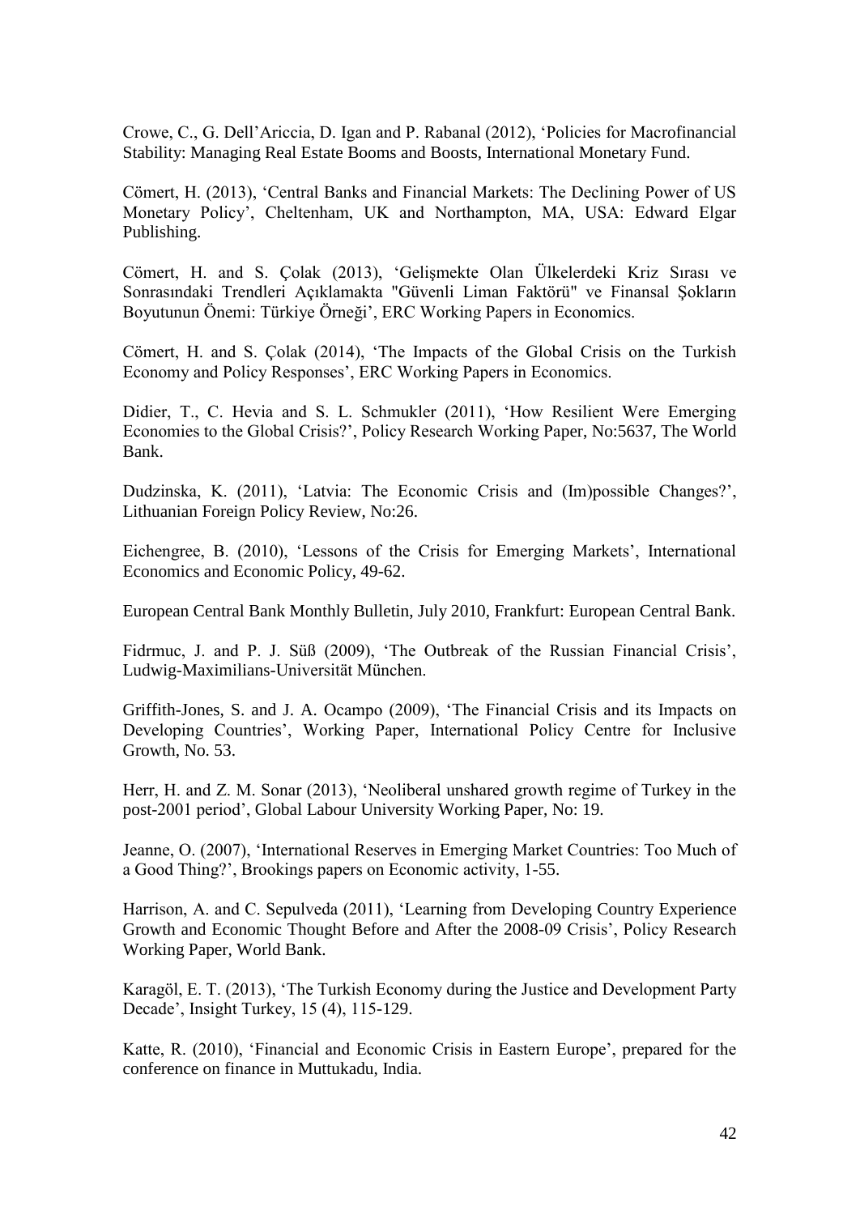Crowe, C., G. Dell'Ariccia, D. Igan and P. Rabanal (2012), 'Policies for Macrofinancial Stability: Managing Real Estate Booms and Boosts, International Monetary Fund.

Cömert, H. (2013), 'Central Banks and Financial Markets: The Declining Power of US Monetary Policy', Cheltenham, UK and Northampton, MA, USA: Edward Elgar Publishing.

Cömert, H. and S. Çolak (2013), 'Gelişmekte Olan Ülkelerdeki Kriz Sırası ve Sonrasındaki Trendleri Açıklamakta "Güvenli Liman Faktörü" ve Finansal Şokların Boyutunun Önemi: Türkiye Örneği', ERC Working Papers in Economics.

Cömert, H. and S. Çolak (2014), 'The Impacts of the Global Crisis on the Turkish Economy and Policy Responses', ERC Working Papers in Economics.

Didier, T., C. Hevia and S. L. Schmukler (2011), 'How Resilient Were Emerging Economies to the Global Crisis?', Policy Research Working Paper, No:5637, The World Bank.

Dudzinska, K. (2011), 'Latvia: The Economic Crisis and (Im)possible Changes?', Lithuanian Foreign Policy Review, No:26.

Eichengree, B. (2010), 'Lessons of the Crisis for Emerging Markets', International Economics and Economic Policy, 49-62.

European Central Bank Monthly Bulletin, July 2010, Frankfurt: European Central Bank.

Fidrmuc, J. and P. J. Süß (2009), 'The Outbreak of the Russian Financial Crisis', Ludwig-Maximilians-Universität München.

Griffith-Jones, S. and J. A. Ocampo (2009), 'The Financial Crisis and its Impacts on Developing Countries', Working Paper, International Policy Centre for Inclusive Growth, No. 53.

Herr, H. and Z. M. Sonar (2013), 'Neoliberal unshared growth regime of Turkey in the post-2001 period', Global Labour University Working Paper, No: 19.

Jeanne, O. (2007), 'International Reserves in Emerging Market Countries: Too Much of a Good Thing?', Brookings papers on Economic activity, 1-55.

Harrison, A. and C. Sepulveda (2011), 'Learning from Developing Country Experience Growth and Economic Thought Before and After the 2008-09 Crisis', Policy Research Working Paper, World Bank.

Karagöl, E. T. (2013), 'The Turkish Economy during the Justice and Development Party Decade', Insight Turkey, 15 (4), 115-129.

Katte, R. (2010), 'Financial and Economic Crisis in Eastern Europe', prepared for the conference on finance in Muttukadu, India.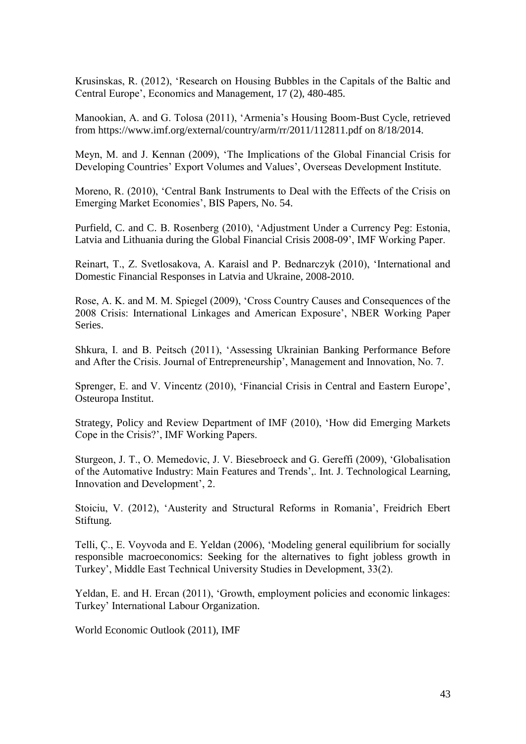Krusinskas, R. (2012), 'Research on Housing Bubbles in the Capitals of the Baltic and Central Europe', Economics and Management, 17 (2), 480-485.

Manookian, A. and G. Tolosa (2011), 'Armenia's Housing Boom-Bust Cycle, retrieved from https://www.imf.org/external/country/arm/rr/2011/112811.pdf on 8/18/2014.

Meyn, M. and J. Kennan (2009), 'The Implications of the Global Financial Crisis for Developing Countries' Export Volumes and Values', Overseas Development Institute.

Moreno, R. (2010), 'Central Bank Instruments to Deal with the Effects of the Crisis on Emerging Market Economies', BIS Papers, No. 54.

Purfield, C. and C. B. Rosenberg (2010), 'Adjustment Under a Currency Peg: Estonia, Latvia and Lithuania during the Global Financial Crisis 2008-09', IMF Working Paper.

Reinart, T., Z. Svetlosakova, A. Karaisl and P. Bednarczyk (2010), 'International and Domestic Financial Responses in Latvia and Ukraine, 2008-2010.

Rose, A. K. and M. M. Spiegel (2009), 'Cross Country Causes and Consequences of the 2008 Crisis: International Linkages and American Exposure', NBER Working Paper Series.

Shkura, I. and B. Peitsch (2011), 'Assessing Ukrainian Banking Performance Before and After the Crisis. Journal of Entrepreneurship', Management and Innovation, No. 7.

Sprenger, E. and V. Vincentz (2010), 'Financial Crisis in Central and Eastern Europe', Osteuropa Institut.

Strategy, Policy and Review Department of IMF (2010), 'How did Emerging Markets Cope in the Crisis?', IMF Working Papers.

Sturgeon, J. T., O. Memedovic, J. V. Biesebroeck and G. Gereffi (2009), 'Globalisation of the Automative Industry: Main Features and Trends',. Int. J. Technological Learning, Innovation and Development', 2.

Stoiciu, V. (2012), 'Austerity and Structural Reforms in Romania', Freidrich Ebert Stiftung.

Telli, Ç., E. Voyvoda and E. Yeldan (2006), 'Modeling general equilibrium for socially responsible macroeconomics: Seeking for the alternatives to fight jobless growth in Turkey', Middle East Technical University Studies in Development, 33(2).

Yeldan, E. and H. Ercan (2011), 'Growth, employment policies and economic linkages: Turkey' International Labour Organization.

World Economic Outlook (2011), IMF